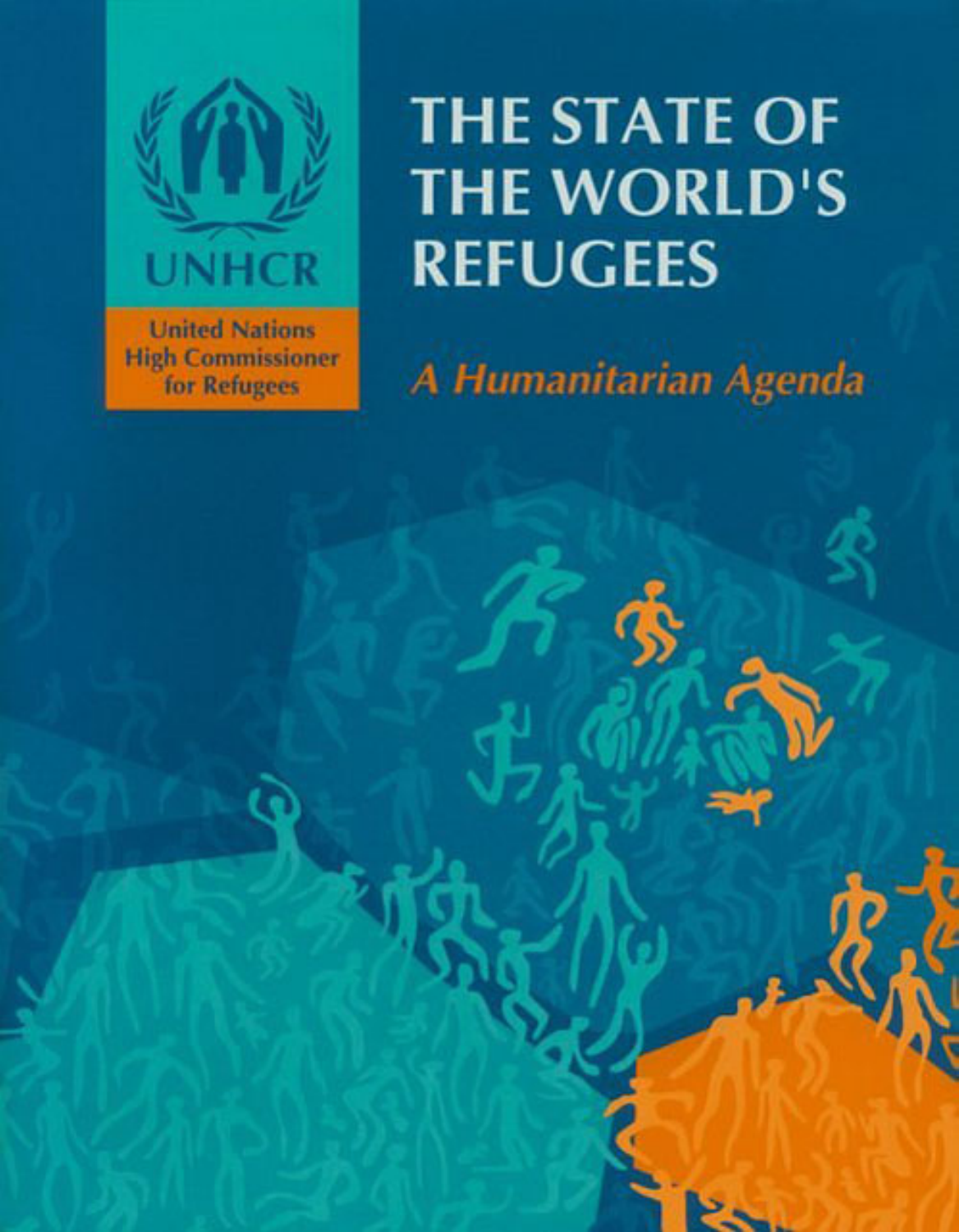UNHCR

United Nations High Commissioner for Refugees

# THE STATE OF THE WORLD'S REFUGEES

## *A Humanitarian Agenda*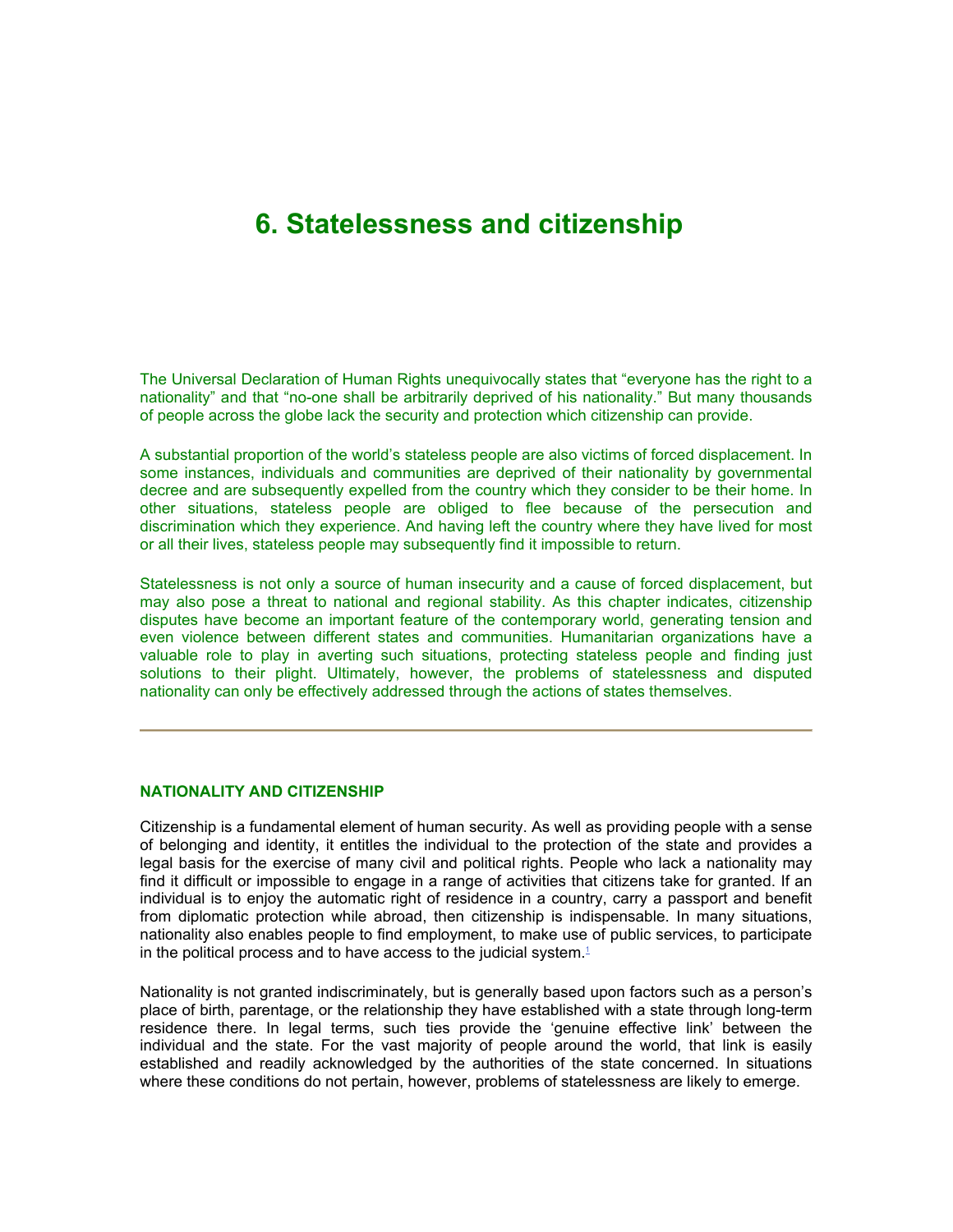# 6. Statelessness and citizenship

The Universal Declaration of Human Rights unequivocally states that "everyone has the right to a nationality" and that "no-one shall be arbitrarily deprived of his nationality." But many thousands of people across the globe lack the security and protection which citizenship can provide.

A substantial proportion of the world's stateless people are also victims of forced displacement. In some instances, individuals and communities are deprived of their nationality by governmental decree and are subsequently expelled from the country which they consider to be their home. In other situations, stateless people are obliged to flee because of the persecution and discrimination which they experience. And having left the country where they have lived for most or all their lives, stateless people may subsequently find it impossible to return.

Statelessness is not only a source of human insecurity and a cause of forced displacement, but may also pose a threat to national and regional stability. As this chapter indicates, citizenship disputes have become an important feature of the contemporary world, generating tension and even violence between different states and communities. Humanitarian organizations have a valuable role to play in averting such situations, protecting stateless people and finding just solutions to their plight. Ultimately, however, the problems of statelessness and disputed nationality can only be effectively addressed through the actions of states themselves.

---

### NATIONALITY AND CITIZENSHIP

Citizenship is a fundamental element of human security. As well as providing people with a sense of belonging and identity, it entitles the individual to the protection of the state and provides a legal basis for the exercise of many civil and political rights. People who lack a nationality may find it difficult or impossible to engage in a range of activities that citizens take for granted. If an individual is to enjoy the automatic right of residence in a country, carry a passport and benefit from diplomatic protection while abroad, then citizenship is indispensable. In many situations, nationality also enables people to find employment, to make use of public services, to participate in the political process and to have access to the judicial system.[1]

Nationality is not granted indiscriminately, but is generally based upon factors such as a person's place of birth, parentage, or the relationship they have established with a state through long-term residence there. In legal terms, such ties provide the 'genuine effective link' between the individual and the state. For the vast majority of people around the world, that link is easily established and readily acknowledged by the authorities of the state concerned. In situations where these conditions do not pertain, however, problems of statelessness are likely to emerge.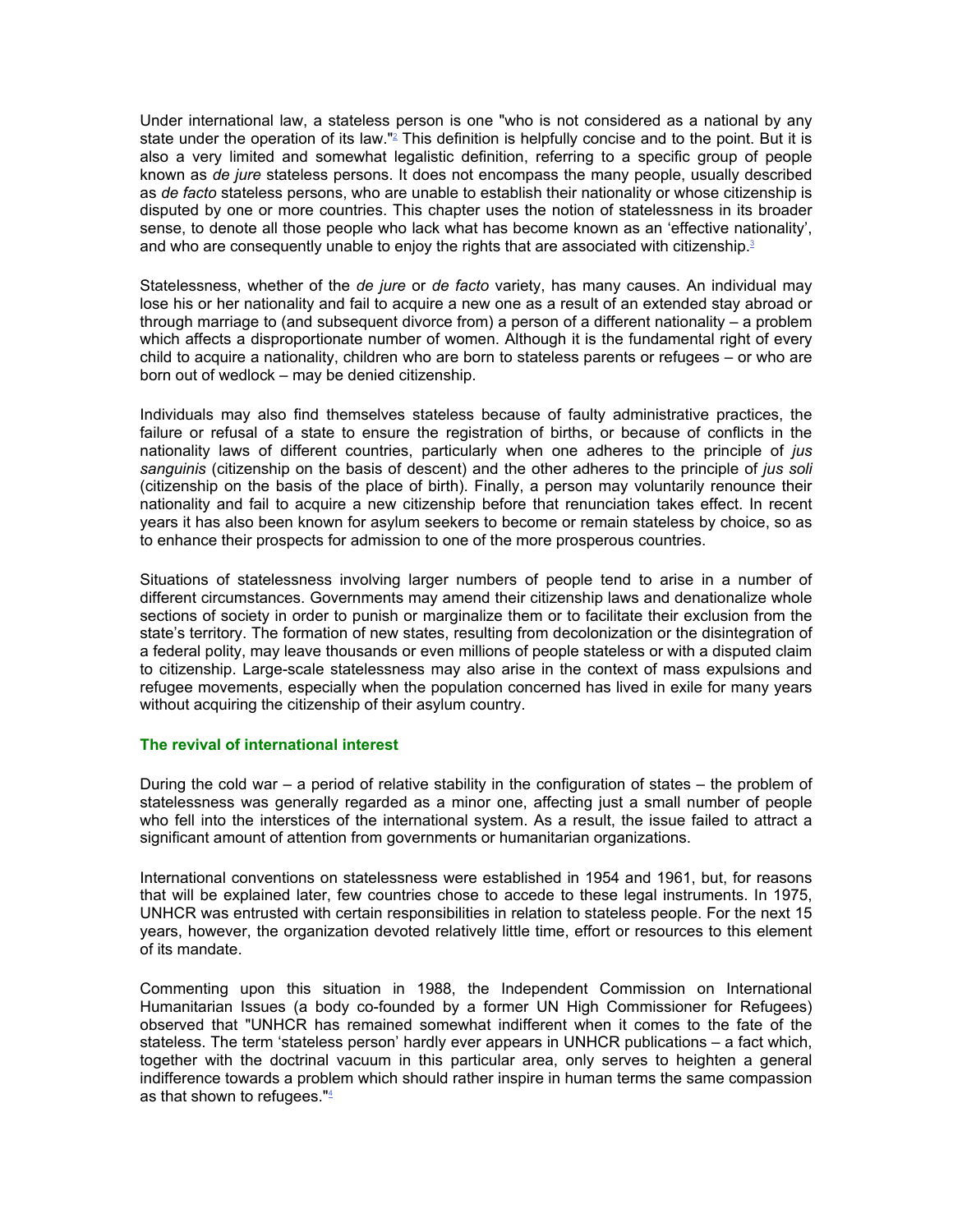Under international law, a stateless person is one "who is not considered as a national by any state under the operation of its law."[2] This definition is helpfully concise and to the point. But it is also a very limited and somewhat legalistic definition, referring to a specific group of people known as *de jure* stateless persons. It does not encompass the many people, usually described as *de facto* stateless persons, who are unable to establish their nationality or whose citizenship is disputed by one or more countries. This chapter uses the notion of statelessness in its broader sense, to denote all those people who lack what has become known as an 'effective nationality', and who are consequently unable to enjoy the rights that are associated with citizenship.[3]

Statelessness, whether of the *de jure* or *de facto* variety, has many causes. An individual may lose his or her nationality and fail to acquire a new one as a result of an extended stay abroad or through marriage to (and subsequent divorce from) a person of a different nationality – a problem which affects a disproportionate number of women. Although it is the fundamental right of every child to acquire a nationality, children who are born to stateless parents or refugees – or who are born out of wedlock – may be denied citizenship.

Individuals may also find themselves stateless because of faulty administrative practices, the failure or refusal of a state to ensure the registration of births, or because of conflicts in the nationality laws of different countries, particularly when one adheres to the principle of *jus sanguinis* (citizenship on the basis of descent) and the other adheres to the principle of *jus soli* (citizenship on the basis of the place of birth). Finally, a person may voluntarily renounce their nationality and fail to acquire a new citizenship before that renunciation takes effect. In recent years it has also been known for asylum seekers to become or remain stateless by choice, so as to enhance their prospects for admission to one of the more prosperous countries.

Situations of statelessness involving larger numbers of people tend to arise in a number of different circumstances. Governments may amend their citizenship laws and denationalize whole sections of society in order to punish or marginalize them or to facilitate their exclusion from the state's territory. The formation of new states, resulting from decolonization or the disintegration of a federal polity, may leave thousands or even millions of people stateless or with a disputed claim to citizenship. Large-scale statelessness may also arise in the context of mass expulsions and refugee movements, especially when the population concerned has lived in exile for many years without acquiring the citizenship of their asylum country.

### The revival of international interest

During the cold war – a period of relative stability in the configuration of states – the problem of statelessness was generally regarded as a minor one, affecting just a small number of people who fell into the interstices of the international system. As a result, the issue failed to attract a significant amount of attention from governments or humanitarian organizations.

International conventions on statelessness were established in 1954 and 1961, but, for reasons that will be explained later, few countries chose to accede to these legal instruments. In 1975, UNHCR was entrusted with certain responsibilities in relation to stateless people. For the next 15 years, however, the organization devoted relatively little time, effort or resources to this element of its mandate.

Commenting upon this situation in 1988, the Independent Commission on International Humanitarian Issues (a body co-founded by a former UN High Commissioner for Refugees) observed that "UNHCR has remained somewhat indifferent when it comes to the fate of the stateless. The term 'stateless person' hardly ever appears in UNHCR publications – a fact which, together with the doctrinal vacuum in this particular area, only serves to heighten a general indifference towards a problem which should rather inspire in human terms the same compassion as that shown to refugees."[4]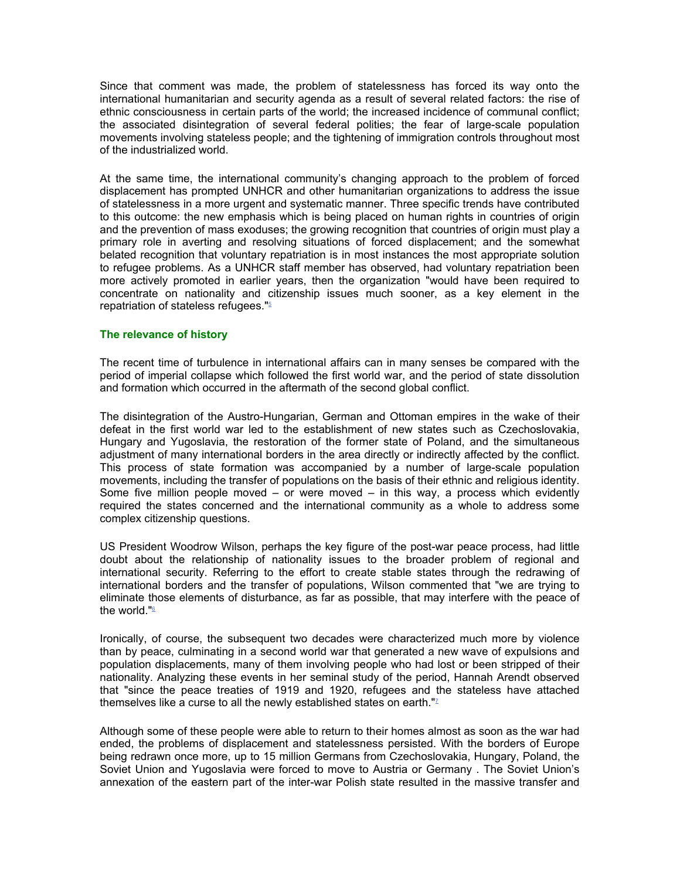Since that comment was made, the problem of statelessness has forced its way onto the international humanitarian and security agenda as a result of several related factors: the rise of ethnic consciousness in certain parts of the world; the increased incidence of communal conflict; the associated disintegration of several federal polities; the fear of large-scale population movements involving stateless people; and the tightening of immigration controls throughout most of the industrialized world.

At the same time, the international community's changing approach to the problem of forced displacement has prompted UNHCR and other humanitarian organizations to address the issue of statelessness in a more urgent and systematic manner. Three specific trends have contributed to this outcome: the new emphasis which is being placed on human rights in countries of origin and the prevention of mass exoduses; the growing recognition that countries of origin must play a primary role in averting and resolving situations of forced displacement; and the somewhat belated recognition that voluntary repatriation is in most instances the most appropriate solution to refugee problems. As a UNHCR staff member has observed, had voluntary repatriation been more actively promoted in earlier years, then the organization "would have been required to concentrate on nationality and citizenship issues much sooner, as a key element in the repatriation of stateless refugees."[5]

## The relevance of history

The recent time of turbulence in international affairs can in many senses be compared with the period of imperial collapse which followed the first world war, and the period of state dissolution and formation which occurred in the aftermath of the second global conflict.

The disintegration of the Austro-Hungarian, German and Ottoman empires in the wake of their defeat in the first world war led to the establishment of new states such as Czechoslovakia, Hungary and Yugoslavia, the restoration of the former state of Poland, and the simultaneous adjustment of many international borders in the area directly or indirectly affected by the conflict. This process of state formation was accompanied by a number of large-scale population movements, including the transfer of populations on the basis of their ethnic and religious identity. Some five million people moved – or were moved – in this way, a process which evidently required the states concerned and the international community as a whole to address some complex citizenship questions.

US President Woodrow Wilson, perhaps the key figure of the post-war peace process, had little doubt about the relationship of nationality issues to the broader problem of regional and international security. Referring to the effort to create stable states through the redrawing of international borders and the transfer of populations, Wilson commented that "we are trying to eliminate those elements of disturbance, as far as possible, that may interfere with the peace of the world."[6]

Ironically, of course, the subsequent two decades were characterized much more by violence than by peace, culminating in a second world war that generated a new wave of expulsions and population displacements, many of them involving people who had lost or been stripped of their nationality. Analyzing these events in her seminal study of the period, Hannah Arendt observed that "since the peace treaties of 1919 and 1920, refugees and the stateless have attached themselves like a curse to all the newly established states on earth."[7]

Although some of these people were able to return to their homes almost as soon as the war had ended, the problems of displacement and statelessness persisted. With the borders of Europe being redrawn once more, up to 15 million Germans from Czechoslovakia, Hungary, Poland, the Soviet Union and Yugoslavia were forced to move to Austria or Germany . The Soviet Union's annexation of the eastern part of the inter-war Polish state resulted in the massive transfer and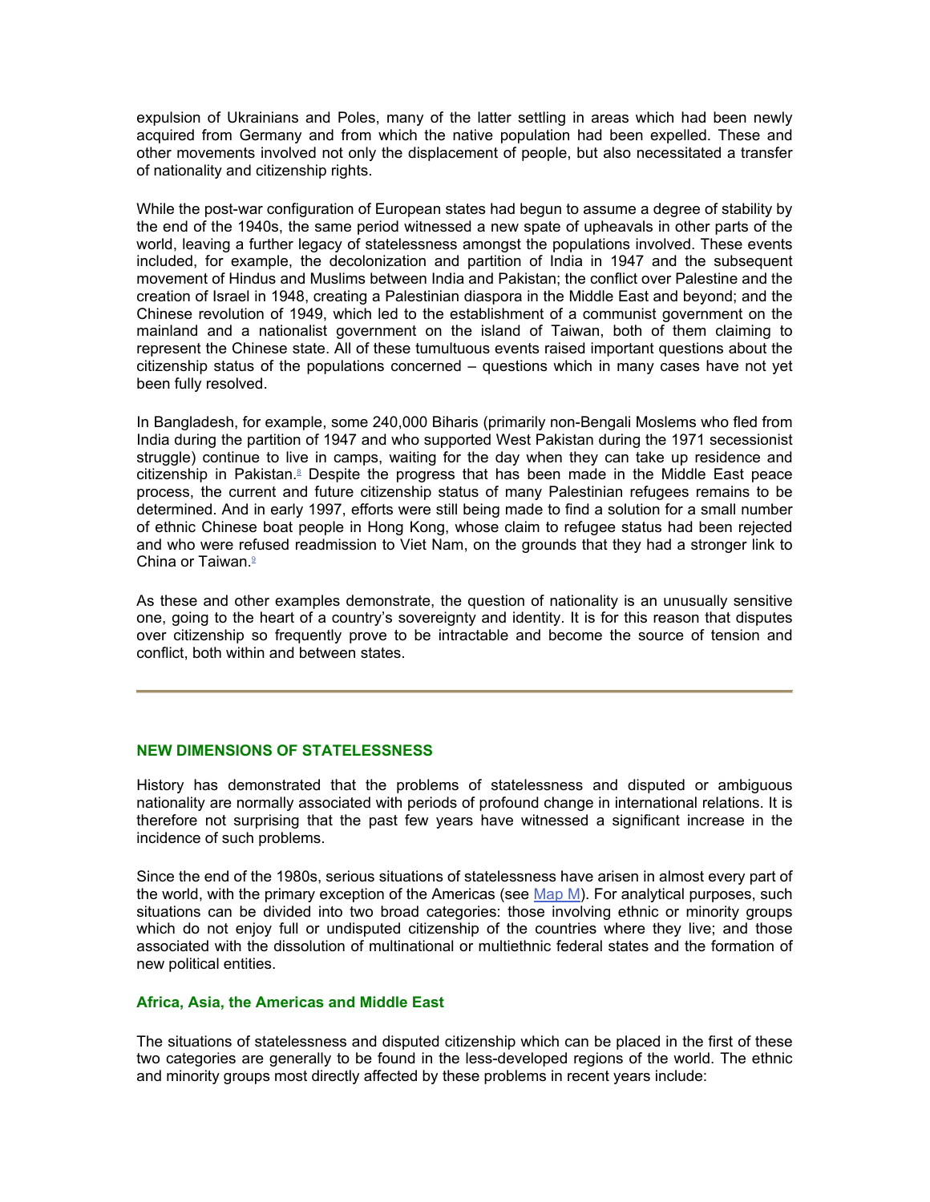expulsion of Ukrainians and Poles, many of the latter settling in areas which had been newly acquired from Germany and from which the native population had been expelled. These and other movements involved not only the displacement of people, but also necessitated a transfer of nationality and citizenship rights.

While the post-war configuration of European states had begun to assume a degree of stability by the end of the 1940s, the same period witnessed a new spate of upheavals in other parts of the world, leaving a further legacy of statelessness amongst the populations involved. These events included, for example, the decolonization and partition of India in 1947 and the subsequent movement of Hindus and Muslims between India and Pakistan; the conflict over Palestine and the creation of Israel in 1948, creating a Palestinian diaspora in the Middle East and beyond; and the Chinese revolution of 1949, which led to the establishment of a communist government on the mainland and a nationalist government on the island of Taiwan, both of them claiming to represent the Chinese state. All of these tumultuous events raised important questions about the citizenship status of the populations concerned – questions which in many cases have not yet been fully resolved.

In Bangladesh, for example, some 240,000 Biharis (primarily non-Bengali Moslems who fled from India during the partition of 1947 and who supported West Pakistan during the 1971 secessionist struggle) continue to live in camps, waiting for the day when they can take up residence and citizenship in Pakistan.[8] Despite the progress that has been made in the Middle East peace process, the current and future citizenship status of many Palestinian refugees remains to be determined. And in early 1997, efforts were still being made to find a solution for a small number of ethnic Chinese boat people in Hong Kong, whose claim to refugee status had been rejected and who were refused readmission to Viet Nam, on the grounds that they had a stronger link to China or Taiwan.[9]

As these and other examples demonstrate, the question of nationality is an unusually sensitive one, going to the heart of a country's sovereignty and identity. It is for this reason that disputes over citizenship so frequently prove to be intractable and become the source of tension and conflict, both within and between states.

---

## NEW DIMENSIONS OF STATELESSNESS

History has demonstrated that the problems of statelessness and disputed or ambiguous nationality are normally associated with periods of profound change in international relations. It is therefore not surprising that the past few years have witnessed a significant increase in the incidence of such problems.

Since the end of the 1980s, serious situations of statelessness have arisen in almost every part of the world, with the primary exception of the Americas (see Map M). For analytical purposes, such situations can be divided into two broad categories: those involving ethnic or minority groups which do not enjoy full or undisputed citizenship of the countries where they live; and those associated with the dissolution of multinational or multiethnic federal states and the formation of new political entities.

### Africa, Asia, the Americas and Middle East

The situations of statelessness and disputed citizenship which can be placed in the first of these two categories are generally to be found in the less-developed regions of the world. The ethnic and minority groups most directly affected by these problems in recent years include: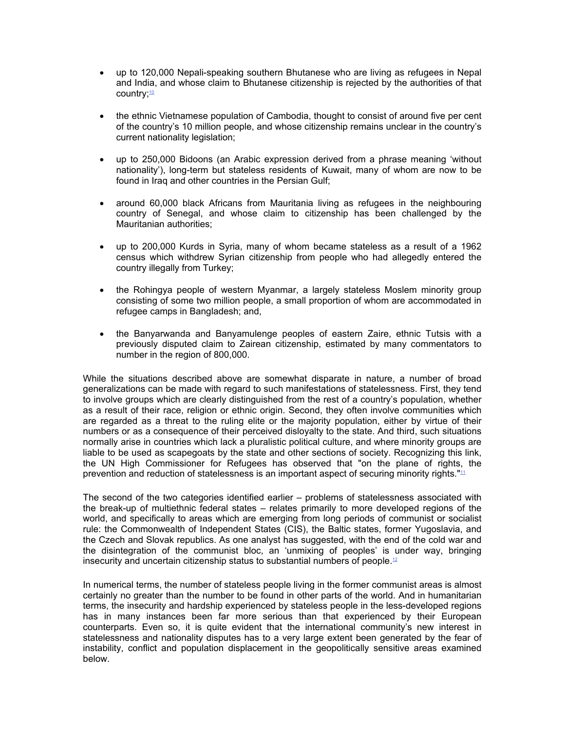- up to 120,000 Nepali-speaking southern Bhutanese who are living as refugees in Nepal and India, and whose claim to Bhutanese citizenship is rejected by the authorities of that country;[10]

- the ethnic Vietnamese population of Cambodia, thought to consist of around five per cent of the country's 10 million people, and whose citizenship remains unclear in the country's current nationality legislation;

- up to 250,000 Bidoons (an Arabic expression derived from a phrase meaning 'without nationality'), long-term but stateless residents of Kuwait, many of whom are now to be found in Iraq and other countries in the Persian Gulf;

- around 60,000 black Africans from Mauritania living as refugees in the neighbouring country of Senegal, and whose claim to citizenship has been challenged by the Mauritanian authorities;

- up to 200,000 Kurds in Syria, many of whom became stateless as a result of a 1962 census which withdrew Syrian citizenship from people who had allegedly entered the country illegally from Turkey;

- the Rohingya people of western Myanmar, a largely stateless Moslem minority group consisting of some two million people, a small proportion of whom are accommodated in refugee camps in Bangladesh; and,

- the Banyarwanda and Banyamulenge peoples of eastern Zaire, ethnic Tutsis with a previously disputed claim to Zairean citizenship, estimated by many commentators to number in the region of 800,000.

While the situations described above are somewhat disparate in nature, a number of broad generalizations can be made with regard to such manifestations of statelessness. First, they tend to involve groups which are clearly distinguished from the rest of a country's population, whether as a result of their race, religion or ethnic origin. Second, they often involve communities which are regarded as a threat to the ruling elite or the majority population, either by virtue of their numbers or as a consequence of their perceived disloyalty to the state. And third, such situations normally arise in countries which lack a pluralistic political culture, and where minority groups are liable to be used as scapegoats by the state and other sections of society. Recognizing this link, the UN High Commissioner for Refugees has observed that "on the plane of rights, the prevention and reduction of statelessness is an important aspect of securing minority rights."[11]

The second of the two categories identified earlier – problems of statelessness associated with the break-up of multiethnic federal states – relates primarily to more developed regions of the world, and specifically to areas which are emerging from long periods of communist or socialist rule: the Commonwealth of Independent States (CIS), the Baltic states, former Yugoslavia, and the Czech and Slovak republics. As one analyst has suggested, with the end of the cold war and the disintegration of the communist bloc, an 'unmixing of peoples' is under way, bringing insecurity and uncertain citizenship status to substantial numbers of people.[12]

In numerical terms, the number of stateless people living in the former communist areas is almost certainly no greater than the number to be found in other parts of the world. And in humanitarian terms, the insecurity and hardship experienced by stateless people in the less-developed regions has in many instances been far more serious than that experienced by their European counterparts. Even so, it is quite evident that the international community's new interest in statelessness and nationality disputes has to a very large extent been generated by the fear of instability, conflict and population displacement in the geopolitically sensitive areas examined below.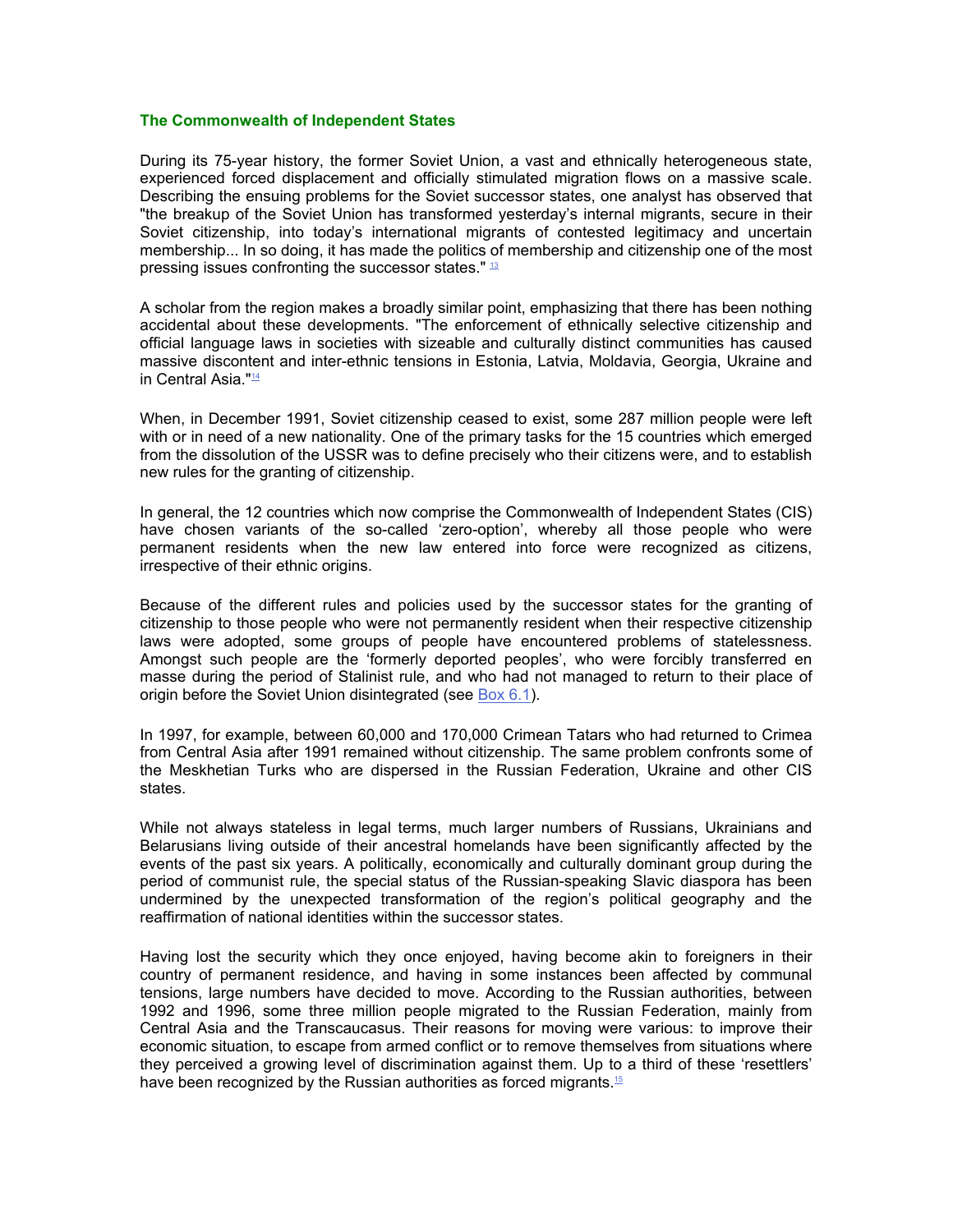### The Commonwealth of Independent States

During its 75-year history, the former Soviet Union, a vast and ethnically heterogeneous state, experienced forced displacement and officially stimulated migration flows on a massive scale. Describing the ensuing problems for the Soviet successor states, one analyst has observed that "the breakup of the Soviet Union has transformed yesterday's internal migrants, secure in their Soviet citizenship, into today's international migrants of contested legitimacy and uncertain membership... In so doing, it has made the politics of membership and citizenship one of the most pressing issues confronting the successor states." [13]

A scholar from the region makes a broadly similar point, emphasizing that there has been nothing accidental about these developments. "The enforcement of ethnically selective citizenship and official language laws in societies with sizeable and culturally distinct communities has caused massive discontent and inter-ethnic tensions in Estonia, Latvia, Moldavia, Georgia, Ukraine and in Central Asia."[14]

When, in December 1991, Soviet citizenship ceased to exist, some 287 million people were left with or in need of a new nationality. One of the primary tasks for the 15 countries which emerged from the dissolution of the USSR was to define precisely who their citizens were, and to establish new rules for the granting of citizenship.

In general, the 12 countries which now comprise the Commonwealth of Independent States (CIS) have chosen variants of the so-called 'zero-option', whereby all those people who were permanent residents when the new law entered into force were recognized as citizens, irrespective of their ethnic origins.

Because of the different rules and policies used by the successor states for the granting of citizenship to those people who were not permanently resident when their respective citizenship laws were adopted, some groups of people have encountered problems of statelessness. Amongst such people are the 'formerly deported peoples', who were forcibly transferred en masse during the period of Stalinist rule, and who had not managed to return to their place of origin before the Soviet Union disintegrated (see Box 6.1).

In 1997, for example, between 60,000 and 170,000 Crimean Tatars who had returned to Crimea from Central Asia after 1991 remained without citizenship. The same problem confronts some of the Meskhetian Turks who are dispersed in the Russian Federation, Ukraine and other CIS states.

While not always stateless in legal terms, much larger numbers of Russians, Ukrainians and Belarusians living outside of their ancestral homelands have been significantly affected by the events of the past six years. A politically, economically and culturally dominant group during the period of communist rule, the special status of the Russian-speaking Slavic diaspora has been undermined by the unexpected transformation of the region's political geography and the reaffirmation of national identities within the successor states.

Having lost the security which they once enjoyed, having become akin to foreigners in their country of permanent residence, and having in some instances been affected by communal tensions, large numbers have decided to move. According to the Russian authorities, between 1992 and 1996, some three million people migrated to the Russian Federation, mainly from Central Asia and the Transcaucasus. Their reasons for moving were various: to improve their economic situation, to escape from armed conflict or to remove themselves from situations where they perceived a growing level of discrimination against them. Up to a third of these 'resettlers' have been recognized by the Russian authorities as forced migrants.[15]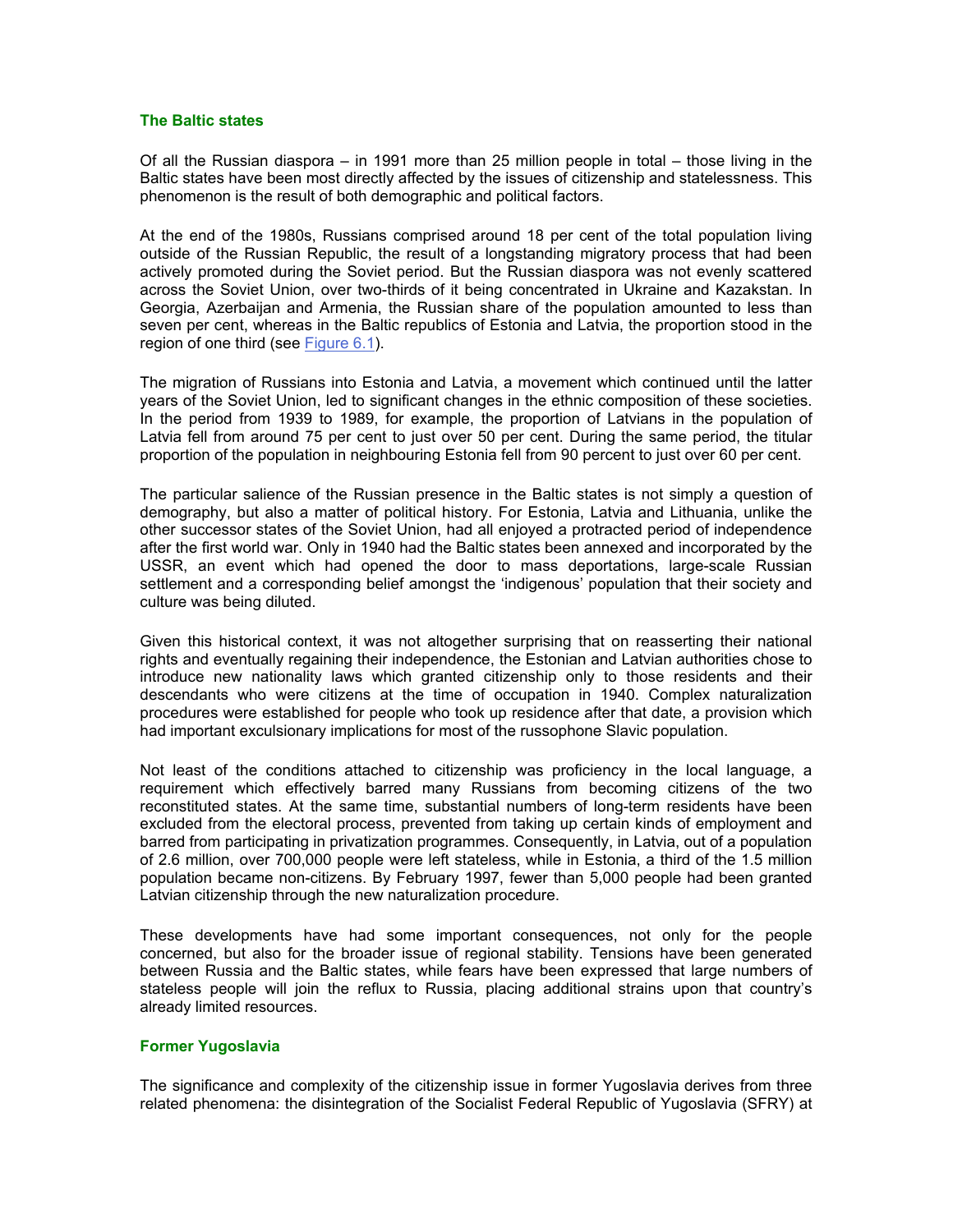### The Baltic states

Of all the Russian diaspora – in 1991 more than 25 million people in total – those living in the Baltic states have been most directly affected by the issues of citizenship and statelessness. This phenomenon is the result of both demographic and political factors.

At the end of the 1980s, Russians comprised around 18 per cent of the total population living outside of the Russian Republic, the result of a longstanding migratory process that had been actively promoted during the Soviet period. But the Russian diaspora was not evenly scattered across the Soviet Union, over two-thirds of it being concentrated in Ukraine and Kazakstan. In Georgia, Azerbaijan and Armenia, the Russian share of the population amounted to less than seven per cent, whereas in the Baltic republics of Estonia and Latvia, the proportion stood in the region of one third (see Figure 6.1).

The migration of Russians into Estonia and Latvia, a movement which continued until the latter years of the Soviet Union, led to significant changes in the ethnic composition of these societies. In the period from 1939 to 1989, for example, the proportion of Latvians in the population of Latvia fell from around 75 per cent to just over 50 per cent. During the same period, the titular proportion of the population in neighbouring Estonia fell from 90 percent to just over 60 per cent.

The particular salience of the Russian presence in the Baltic states is not simply a question of demography, but also a matter of political history. For Estonia, Latvia and Lithuania, unlike the other successor states of the Soviet Union, had all enjoyed a protracted period of independence after the first world war. Only in 1940 had the Baltic states been annexed and incorporated by the USSR, an event which had opened the door to mass deportations, large-scale Russian settlement and a corresponding belief amongst the 'indigenous' population that their society and culture was being diluted.

Given this historical context, it was not altogether surprising that on reasserting their national rights and eventually regaining their independence, the Estonian and Latvian authorities chose to introduce new nationality laws which granted citizenship only to those residents and their descendants who were citizens at the time of occupation in 1940. Complex naturalization procedures were established for people who took up residence after that date, a provision which had important exculsionary implications for most of the russophone Slavic population.

Not least of the conditions attached to citizenship was proficiency in the local language, a requirement which effectively barred many Russians from becoming citizens of the two reconstituted states. At the same time, substantial numbers of long-term residents have been excluded from the electoral process, prevented from taking up certain kinds of employment and barred from participating in privatization programmes. Consequently, in Latvia, out of a population of 2.6 million, over 700,000 people were left stateless, while in Estonia, a third of the 1.5 million population became non-citizens. By February 1997, fewer than 5,000 people had been granted Latvian citizenship through the new naturalization procedure.

These developments have had some important consequences, not only for the people concerned, but also for the broader issue of regional stability. Tensions have been generated between Russia and the Baltic states, while fears have been expressed that large numbers of stateless people will join the reflux to Russia, placing additional strains upon that country's already limited resources.

### Former Yugoslavia

The significance and complexity of the citizenship issue in former Yugoslavia derives from three related phenomena: the disintegration of the Socialist Federal Republic of Yugoslavia (SFRY) at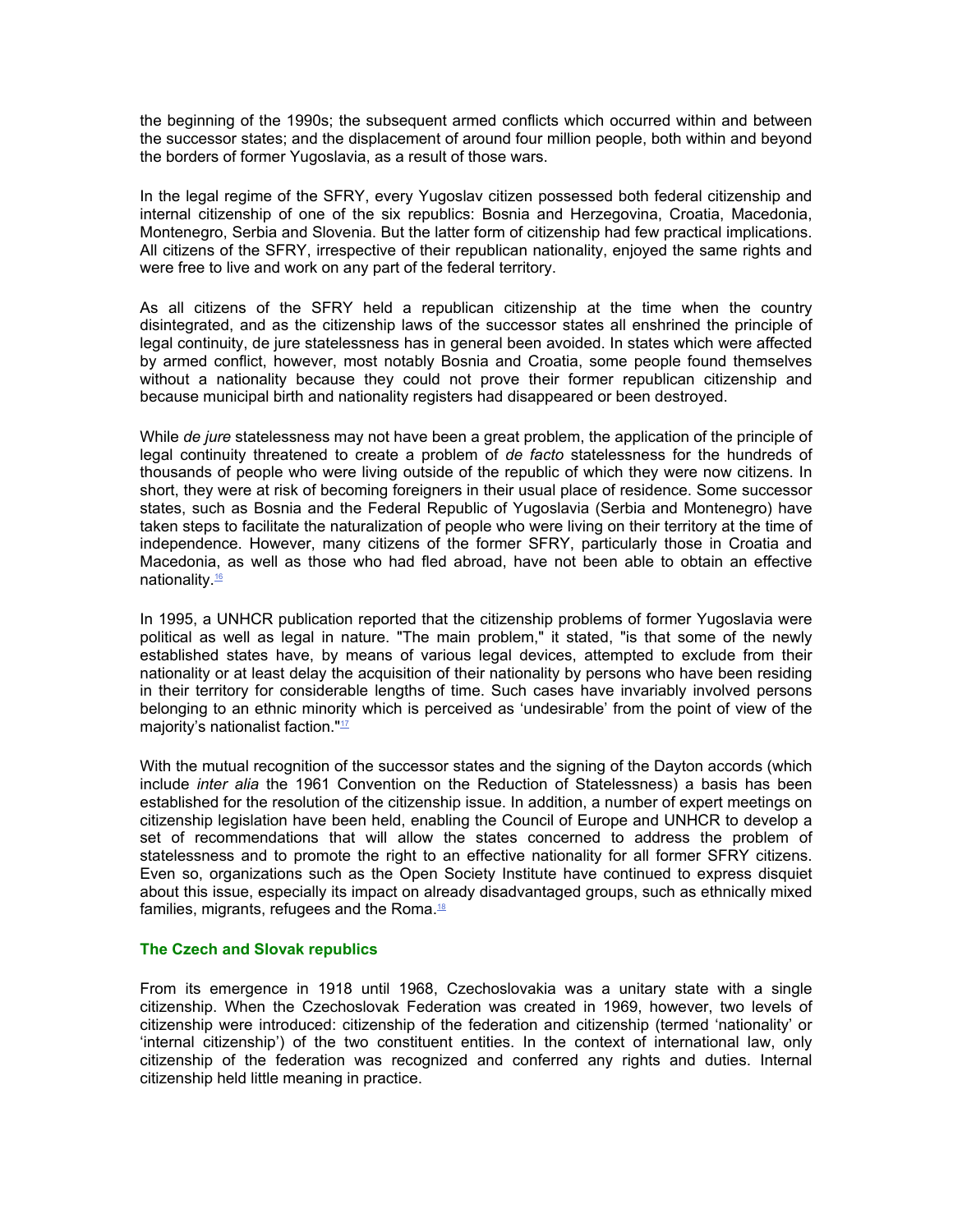the beginning of the 1990s; the subsequent armed conflicts which occurred within and between the successor states; and the displacement of around four million people, both within and beyond the borders of former Yugoslavia, as a result of those wars.

In the legal regime of the SFRY, every Yugoslav citizen possessed both federal citizenship and internal citizenship of one of the six republics: Bosnia and Herzegovina, Croatia, Macedonia, Montenegro, Serbia and Slovenia. But the latter form of citizenship had few practical implications. All citizens of the SFRY, irrespective of their republican nationality, enjoyed the same rights and were free to live and work on any part of the federal territory.

As all citizens of the SFRY held a republican citizenship at the time when the country disintegrated, and as the citizenship laws of the successor states all enshrined the principle of legal continuity, de jure statelessness has in general been avoided. In states which were affected by armed conflict, however, most notably Bosnia and Croatia, some people found themselves without a nationality because they could not prove their former republican citizenship and because municipal birth and nationality registers had disappeared or been destroyed.

While *de jure* statelessness may not have been a great problem, the application of the principle of legal continuity threatened to create a problem of *de facto* statelessness for the hundreds of thousands of people who were living outside of the republic of which they were now citizens. In short, they were at risk of becoming foreigners in their usual place of residence. Some successor states, such as Bosnia and the Federal Republic of Yugoslavia (Serbia and Montenegro) have taken steps to facilitate the naturalization of people who were living on their territory at the time of independence. However, many citizens of the former SFRY, particularly those in Croatia and Macedonia, as well as those who had fled abroad, have not been able to obtain an effective nationality.[16]

In 1995, a UNHCR publication reported that the citizenship problems of former Yugoslavia were political as well as legal in nature. "The main problem," it stated, "is that some of the newly established states have, by means of various legal devices, attempted to exclude from their nationality or at least delay the acquisition of their nationality by persons who have been residing in their territory for considerable lengths of time. Such cases have invariably involved persons belonging to an ethnic minority which is perceived as 'undesirable' from the point of view of the majority's nationalist faction."[17]

With the mutual recognition of the successor states and the signing of the Dayton accords (which include *inter alia* the 1961 Convention on the Reduction of Statelessness) a basis has been established for the resolution of the citizenship issue. In addition, a number of expert meetings on citizenship legislation have been held, enabling the Council of Europe and UNHCR to develop a set of recommendations that will allow the states concerned to address the problem of statelessness and to promote the right to an effective nationality for all former SFRY citizens. Even so, organizations such as the Open Society Institute have continued to express disquiet about this issue, especially its impact on already disadvantaged groups, such as ethnically mixed families, migrants, refugees and the Roma.[18]

### The Czech and Slovak republics

From its emergence in 1918 until 1968, Czechoslovakia was a unitary state with a single citizenship. When the Czechoslovak Federation was created in 1969, however, two levels of citizenship were introduced: citizenship of the federation and citizenship (termed 'nationality' or 'internal citizenship') of the two constituent entities. In the context of international law, only citizenship of the federation was recognized and conferred any rights and duties. Internal citizenship held little meaning in practice.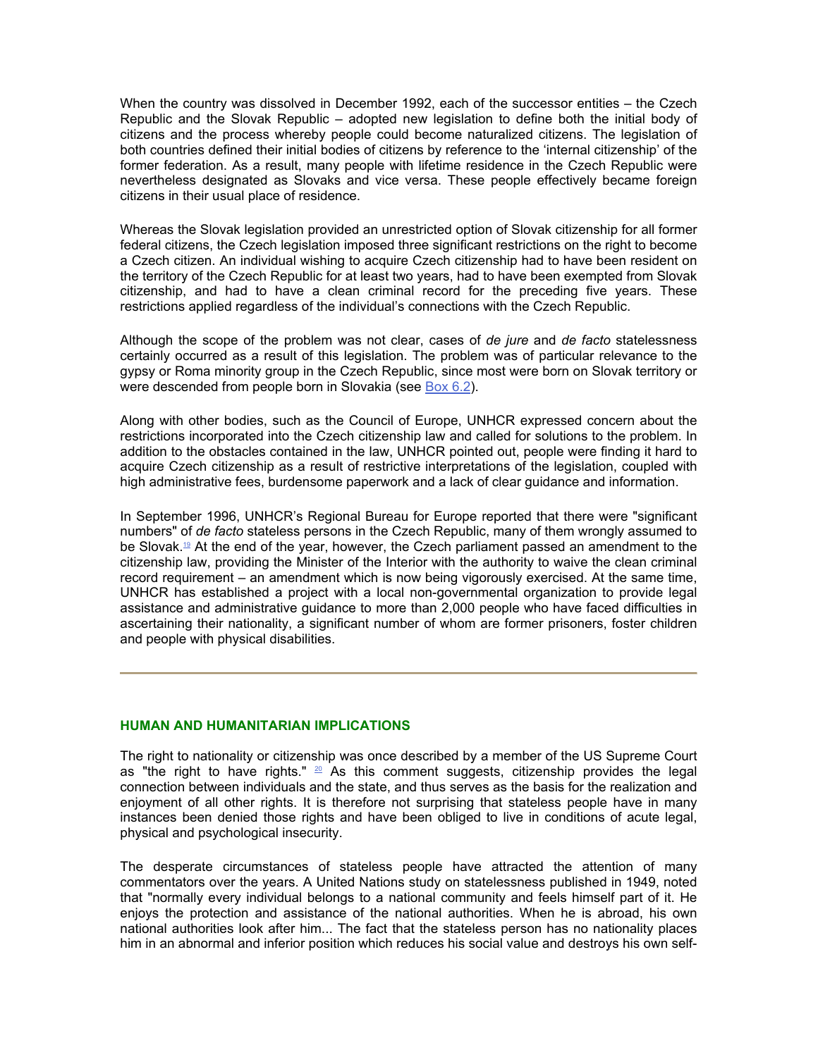When the country was dissolved in December 1992, each of the successor entities – the Czech Republic and the Slovak Republic – adopted new legislation to define both the initial body of citizens and the process whereby people could become naturalized citizens. The legislation of both countries defined their initial bodies of citizens by reference to the 'internal citizenship' of the former federation. As a result, many people with lifetime residence in the Czech Republic were nevertheless designated as Slovaks and vice versa. These people effectively became foreign citizens in their usual place of residence.

Whereas the Slovak legislation provided an unrestricted option of Slovak citizenship for all former federal citizens, the Czech legislation imposed three significant restrictions on the right to become a Czech citizen. An individual wishing to acquire Czech citizenship had to have been resident on the territory of the Czech Republic for at least two years, had to have been exempted from Slovak citizenship, and had to have a clean criminal record for the preceding five years. These restrictions applied regardless of the individual's connections with the Czech Republic.

Although the scope of the problem was not clear, cases of *de jure* and *de facto* statelessness certainly occurred as a result of this legislation. The problem was of particular relevance to the gypsy or Roma minority group in the Czech Republic, since most were born on Slovak territory or were descended from people born in Slovakia (see Box 6.2).

Along with other bodies, such as the Council of Europe, UNHCR expressed concern about the restrictions incorporated into the Czech citizenship law and called for solutions to the problem. In addition to the obstacles contained in the law, UNHCR pointed out, people were finding it hard to acquire Czech citizenship as a result of restrictive interpretations of the legislation, coupled with high administrative fees, burdensome paperwork and a lack of clear guidance and information.

In September 1996, UNHCR's Regional Bureau for Europe reported that there were "significant numbers" of *de facto* stateless persons in the Czech Republic, many of them wrongly assumed to be Slovak.[19] At the end of the year, however, the Czech parliament passed an amendment to the citizenship law, providing the Minister of the Interior with the authority to waive the clean criminal record requirement – an amendment which is now being vigorously exercised. At the same time, UNHCR has established a project with a local non-governmental organization to provide legal assistance and administrative guidance to more than 2,000 people who have faced difficulties in ascertaining their nationality, a significant number of whom are former prisoners, foster children and people with physical disabilities.

---

## HUMAN AND HUMANITARIAN IMPLICATIONS

The right to nationality or citizenship was once described by a member of the US Supreme Court as "the right to have rights." [20] As this comment suggests, citizenship provides the legal connection between individuals and the state, and thus serves as the basis for the realization and enjoyment of all other rights. It is therefore not surprising that stateless people have in many instances been denied those rights and have been obliged to live in conditions of acute legal, physical and psychological insecurity.

The desperate circumstances of stateless people have attracted the attention of many commentators over the years. A United Nations study on statelessness published in 1949, noted that "normally every individual belongs to a national community and feels himself part of it. He enjoys the protection and assistance of the national authorities. When he is abroad, his own national authorities look after him... The fact that the stateless person has no nationality places him in an abnormal and inferior position which reduces his social value and destroys his own self-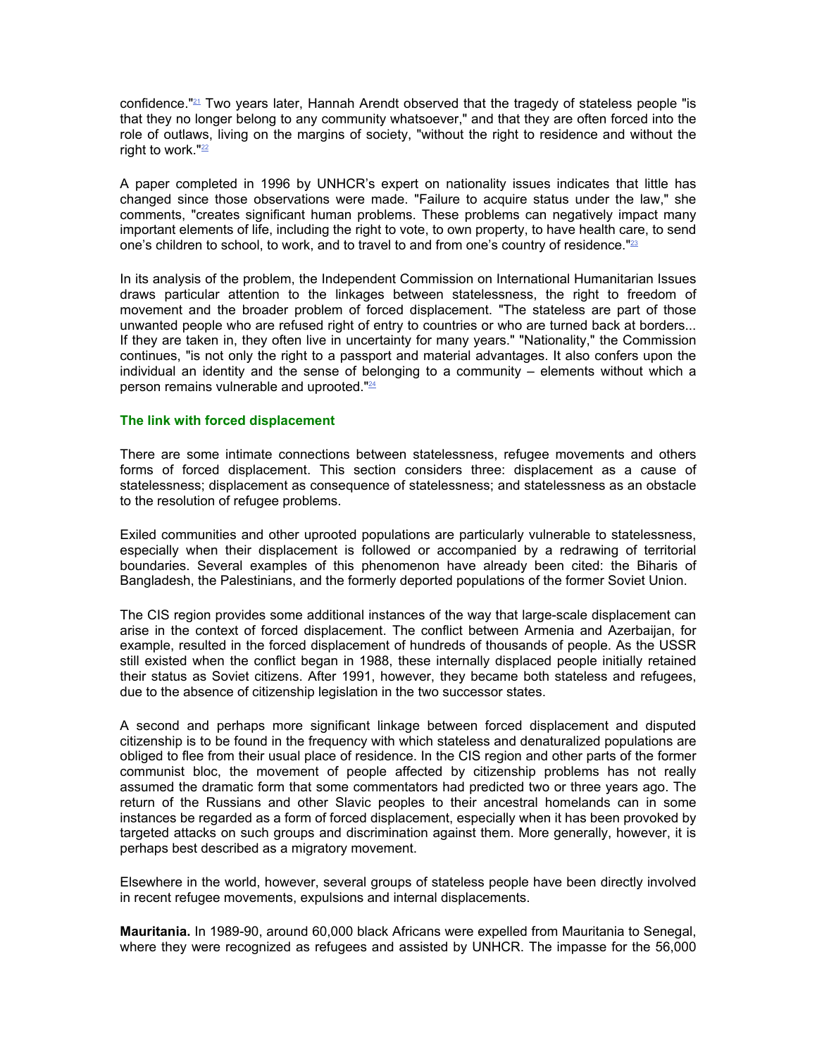confidence."[21] Two years later, Hannah Arendt observed that the tragedy of stateless people "is that they no longer belong to any community whatsoever," and that they are often forced into the role of outlaws, living on the margins of society, "without the right to residence and without the right to work."[22]

A paper completed in 1996 by UNHCR's expert on nationality issues indicates that little has changed since those observations were made. "Failure to acquire status under the law," she comments, "creates significant human problems. These problems can negatively impact many important elements of life, including the right to vote, to own property, to have health care, to send one's children to school, to work, and to travel to and from one's country of residence."[23]

In its analysis of the problem, the Independent Commission on International Humanitarian Issues draws particular attention to the linkages between statelessness, the right to freedom of movement and the broader problem of forced displacement. "The stateless are part of those unwanted people who are refused right of entry to countries or who are turned back at borders... If they are taken in, they often live in uncertainty for many years." "Nationality," the Commission continues, "is not only the right to a passport and material advantages. It also confers upon the individual an identity and the sense of belonging to a community – elements without which a person remains vulnerable and uprooted."[24]

### The link with forced displacement

There are some intimate connections between statelessness, refugee movements and others forms of forced displacement. This section considers three: displacement as a cause of statelessness; displacement as consequence of statelessness; and statelessness as an obstacle to the resolution of refugee problems.

Exiled communities and other uprooted populations are particularly vulnerable to statelessness, especially when their displacement is followed or accompanied by a redrawing of territorial boundaries. Several examples of this phenomenon have already been cited: the Biharis of Bangladesh, the Palestinians, and the formerly deported populations of the former Soviet Union.

The CIS region provides some additional instances of the way that large-scale displacement can arise in the context of forced displacement. The conflict between Armenia and Azerbaijan, for example, resulted in the forced displacement of hundreds of thousands of people. As the USSR still existed when the conflict began in 1988, these internally displaced people initially retained their status as Soviet citizens. After 1991, however, they became both stateless and refugees, due to the absence of citizenship legislation in the two successor states.

A second and perhaps more significant linkage between forced displacement and disputed citizenship is to be found in the frequency with which stateless and denaturalized populations are obliged to flee from their usual place of residence. In the CIS region and other parts of the former communist bloc, the movement of people affected by citizenship problems has not really assumed the dramatic form that some commentators had predicted two or three years ago. The return of the Russians and other Slavic peoples to their ancestral homelands can in some instances be regarded as a form of forced displacement, especially when it has been provoked by targeted attacks on such groups and discrimination against them. More generally, however, it is perhaps best described as a migratory movement.

Elsewhere in the world, however, several groups of stateless people have been directly involved in recent refugee movements, expulsions and internal displacements.

**Mauritania.** In 1989-90, around 60,000 black Africans were expelled from Mauritania to Senegal, where they were recognized as refugees and assisted by UNHCR. The impasse for the 56,000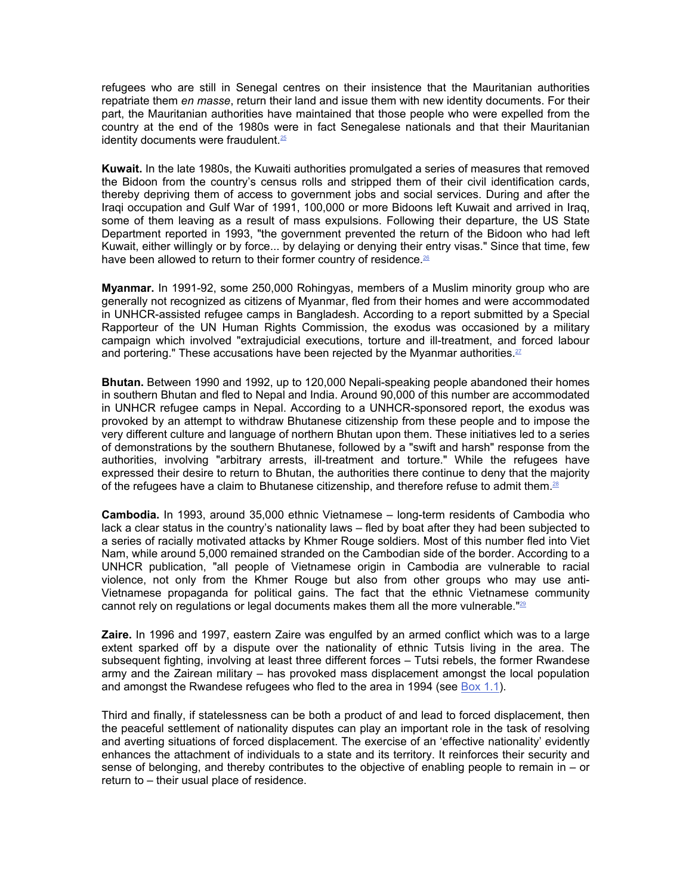refugees who are still in Senegal centres on their insistence that the Mauritanian authorities repatriate them *en masse*, return their land and issue them with new identity documents. For their part, the Mauritanian authorities have maintained that those people who were expelled from the country at the end of the 1980s were in fact Senegalese nationals and that their Mauritanian identity documents were fraudulent.[25]

**Kuwait.** In the late 1980s, the Kuwaiti authorities promulgated a series of measures that removed the Bidoon from the country's census rolls and stripped them of their civil identification cards, thereby depriving them of access to government jobs and social services. During and after the Iraqi occupation and Gulf War of 1991, 100,000 or more Bidoons left Kuwait and arrived in Iraq, some of them leaving as a result of mass expulsions. Following their departure, the US State Department reported in 1993, "the government prevented the return of the Bidoon who had left Kuwait, either willingly or by force... by delaying or denying their entry visas." Since that time, few have been allowed to return to their former country of residence.[26]

**Myanmar.** In 1991-92, some 250,000 Rohingyas, members of a Muslim minority group who are generally not recognized as citizens of Myanmar, fled from their homes and were accommodated in UNHCR-assisted refugee camps in Bangladesh. According to a report submitted by a Special Rapporteur of the UN Human Rights Commission, the exodus was occasioned by a military campaign which involved "extrajudicial executions, torture and ill-treatment, and forced labour and portering." These accusations have been rejected by the Myanmar authorities.[27]

**Bhutan.** Between 1990 and 1992, up to 120,000 Nepali-speaking people abandoned their homes in southern Bhutan and fled to Nepal and India. Around 90,000 of this number are accommodated in UNHCR refugee camps in Nepal. According to a UNHCR-sponsored report, the exodus was provoked by an attempt to withdraw Bhutanese citizenship from these people and to impose the very different culture and language of northern Bhutan upon them. These initiatives led to a series of demonstrations by the southern Bhutanese, followed by a "swift and harsh" response from the authorities, involving "arbitrary arrests, ill-treatment and torture." While the refugees have expressed their desire to return to Bhutan, the authorities there continue to deny that the majority of the refugees have a claim to Bhutanese citizenship, and therefore refuse to admit them.[28]

**Cambodia.** In 1993, around 35,000 ethnic Vietnamese – long-term residents of Cambodia who lack a clear status in the country's nationality laws – fled by boat after they had been subjected to a series of racially motivated attacks by Khmer Rouge soldiers. Most of this number fled into Viet Nam, while around 5,000 remained stranded on the Cambodian side of the border. According to a UNHCR publication, "all people of Vietnamese origin in Cambodia are vulnerable to racial violence, not only from the Khmer Rouge but also from other groups who may use anti-Vietnamese propaganda for political gains. The fact that the ethnic Vietnamese community cannot rely on regulations or legal documents makes them all the more vulnerable."[29]

**Zaire.** In 1996 and 1997, eastern Zaire was engulfed by an armed conflict which was to a large extent sparked off by a dispute over the nationality of ethnic Tutsis living in the area. The subsequent fighting, involving at least three different forces – Tutsi rebels, the former Rwandese army and the Zairean military – has provoked mass displacement amongst the local population and amongst the Rwandese refugees who fled to the area in 1994 (see Box 1.1).

Third and finally, if statelessness can be both a product of and lead to forced displacement, then the peaceful settlement of nationality disputes can play an important role in the task of resolving and averting situations of forced displacement. The exercise of an 'effective nationality' evidently enhances the attachment of individuals to a state and its territory. It reinforces their security and sense of belonging, and thereby contributes to the objective of enabling people to remain in – or return to – their usual place of residence.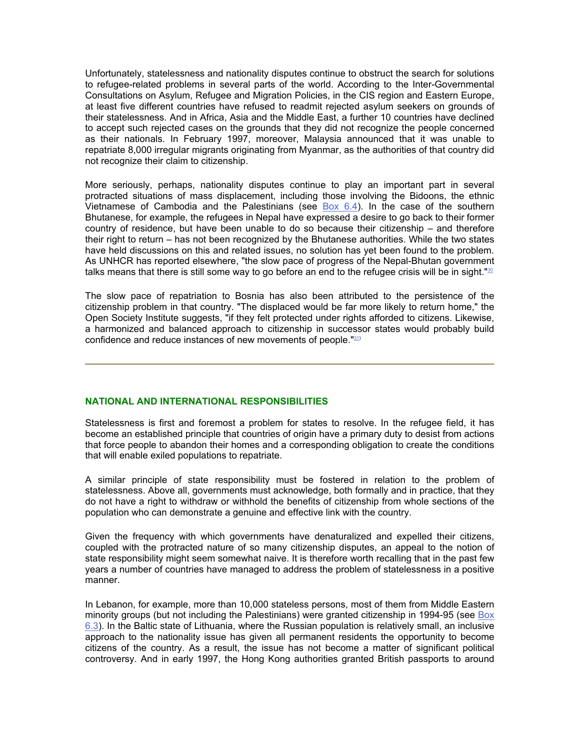Unfortunately, statelessness and nationality disputes continue to obstruct the search for solutions to refugee-related problems in several parts of the world. According to the Inter-Governmental Consultations on Asylum, Refugee and Migration Policies, in the CIS region and Eastern Europe, at least five different countries have refused to readmit rejected asylum seekers on grounds of their statelessness. And in Africa, Asia and the Middle East, a further 10 countries have declined to accept such rejected cases on the grounds that they did not recognize the people concerned as their nationals. In February 1997, moreover, Malaysia announced that it was unable to repatriate 8,000 irregular migrants originating from Myanmar, as the authorities of that country did not recognize their claim to citizenship.

More seriously, perhaps, nationality disputes continue to play an important part in several protracted situations of mass displacement, including those involving the Bidoons, the ethnic Vietnamese of Cambodia and the Palestinians (see Box 6.4). In the case of the southern Bhutanese, for example, the refugees in Nepal have expressed a desire to go back to their former country of residence, but have been unable to do so because their citizenship – and therefore their right to return – has not been recognized by the Bhutanese authorities. While the two states have held discussions on this and related issues, no solution has yet been found to the problem. As UNHCR has reported elsewhere, "the slow pace of progress of the Nepal-Bhutan government talks means that there is still some way to go before an end to the refugee crisis will be in sight."[30]

The slow pace of repatriation to Bosnia has also been attributed to the persistence of the citizenship problem in that country. "The displaced would be far more likely to return home," the Open Society Institute suggests, "if they felt protected under rights afforded to citizens. Likewise, a harmonized and balanced approach to citizenship in successor states would probably build confidence and reduce instances of new movements of people."[31]

---

## NATIONAL AND INTERNATIONAL RESPONSIBILITIES

Statelessness is first and foremost a problem for states to resolve. In the refugee field, it has become an established principle that countries of origin have a primary duty to desist from actions that force people to abandon their homes and a corresponding obligation to create the conditions that will enable exiled populations to repatriate.

A similar principle of state responsibility must be fostered in relation to the problem of statelessness. Above all, governments must acknowledge, both formally and in practice, that they do not have a right to withdraw or withhold the benefits of citizenship from whole sections of the population who can demonstrate a genuine and effective link with the country.

Given the frequency with which governments have denaturalized and expelled their citizens, coupled with the protracted nature of so many citizenship disputes, an appeal to the notion of state responsibility might seem somewhat naive. It is therefore worth recalling that in the past few years a number of countries have managed to address the problem of statelessness in a positive manner.

In Lebanon, for example, more than 10,000 stateless persons, most of them from Middle Eastern minority groups (but not including the Palestinians) were granted citizenship in 1994-95 (see Box 6.3). In the Baltic state of Lithuania, where the Russian population is relatively small, an inclusive approach to the nationality issue has given all permanent residents the opportunity to become citizens of the country. As a result, the issue has not become a matter of significant political controversy. And in early 1997, the Hong Kong authorities granted British passports to around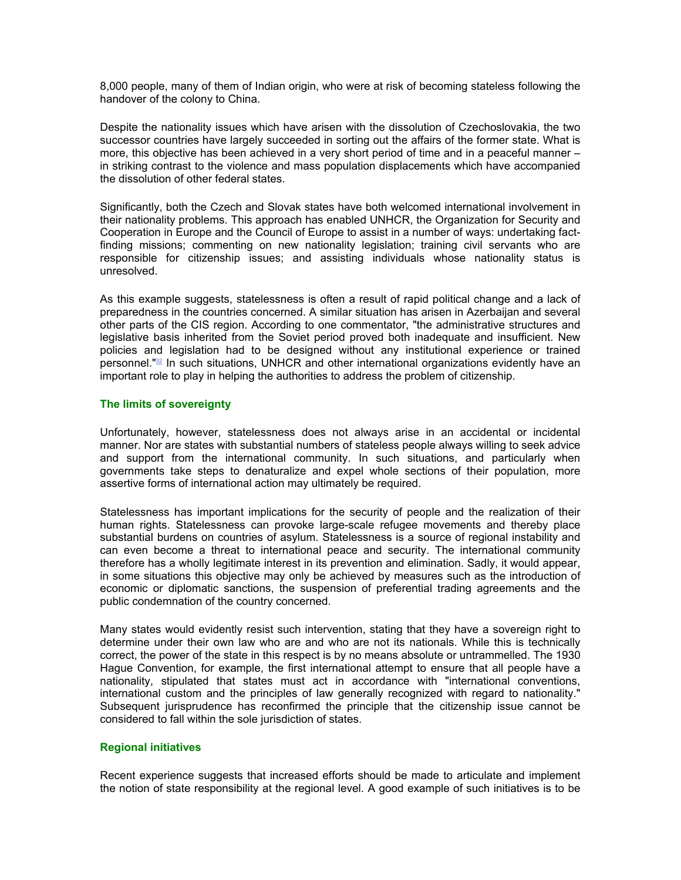8,000 people, many of them of Indian origin, who were at risk of becoming stateless following the handover of the colony to China.

Despite the nationality issues which have arisen with the dissolution of Czechoslovakia, the two successor countries have largely succeeded in sorting out the affairs of the former state. What is more, this objective has been achieved in a very short period of time and in a peaceful manner – in striking contrast to the violence and mass population displacements which have accompanied the dissolution of other federal states.

Significantly, both the Czech and Slovak states have both welcomed international involvement in their nationality problems. This approach has enabled UNHCR, the Organization for Security and Cooperation in Europe and the Council of Europe to assist in a number of ways: undertaking fact-finding missions; commenting on new nationality legislation; training civil servants who are responsible for citizenship issues; and assisting individuals whose nationality status is unresolved.

As this example suggests, statelessness is often a result of rapid political change and a lack of preparedness in the countries concerned. A similar situation has arisen in Azerbaijan and several other parts of the CIS region. According to one commentator, "the administrative structures and legislative basis inherited from the Soviet period proved both inadequate and insufficient. New policies and legislation had to be designed without any institutional experience or trained personnel."[32] In such situations, UNHCR and other international organizations evidently have an important role to play in helping the authorities to address the problem of citizenship.

### The limits of sovereignty

Unfortunately, however, statelessness does not always arise in an accidental or incidental manner. Nor are states with substantial numbers of stateless people always willing to seek advice and support from the international community. In such situations, and particularly when governments take steps to denaturalize and expel whole sections of their population, more assertive forms of international action may ultimately be required.

Statelessness has important implications for the security of people and the realization of their human rights. Statelessness can provoke large-scale refugee movements and thereby place substantial burdens on countries of asylum. Statelessness is a source of regional instability and can even become a threat to international peace and security. The international community therefore has a wholly legitimate interest in its prevention and elimination. Sadly, it would appear, in some situations this objective may only be achieved by measures such as the introduction of economic or diplomatic sanctions, the suspension of preferential trading agreements and the public condemnation of the country concerned.

Many states would evidently resist such intervention, stating that they have a sovereign right to determine under their own law who are and who are not its nationals. While this is technically correct, the power of the state in this respect is by no means absolute or untrammelled. The 1930 Hague Convention, for example, the first international attempt to ensure that all people have a nationality, stipulated that states must act in accordance with "international conventions, international custom and the principles of law generally recognized with regard to nationality." Subsequent jurisprudence has reconfirmed the principle that the citizenship issue cannot be considered to fall within the sole jurisdiction of states.

### Regional initiatives

Recent experience suggests that increased efforts should be made to articulate and implement the notion of state responsibility at the regional level. A good example of such initiatives is to be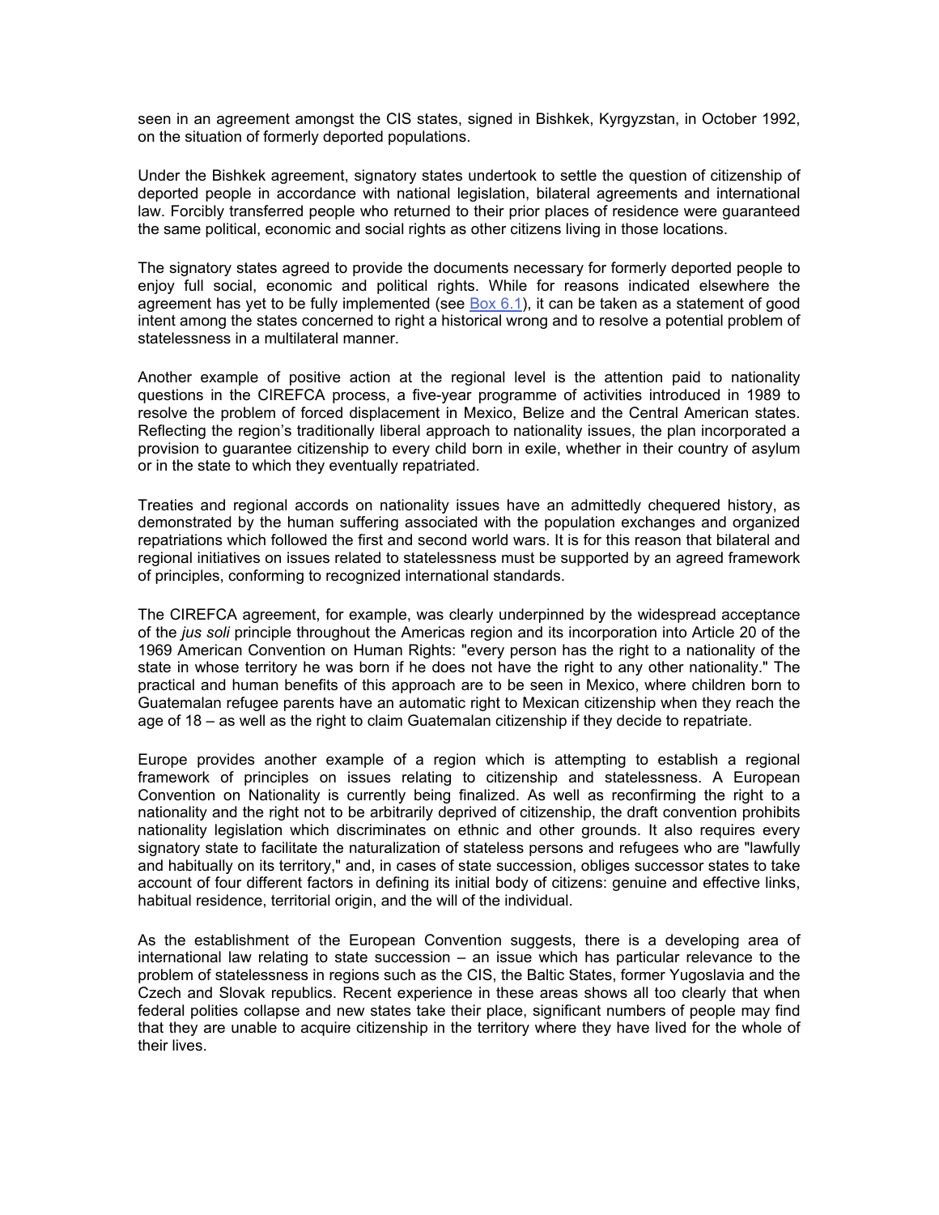seen in an agreement amongst the CIS states, signed in Bishkek, Kyrgyzstan, in October 1992, on the situation of formerly deported populations.

Under the Bishkek agreement, signatory states undertook to settle the question of citizenship of deported people in accordance with national legislation, bilateral agreements and international law. Forcibly transferred people who returned to their prior places of residence were guaranteed the same political, economic and social rights as other citizens living in those locations.

The signatory states agreed to provide the documents necessary for formerly deported people to enjoy full social, economic and political rights. While for reasons indicated elsewhere the agreement has yet to be fully implemented (see Box 6.1), it can be taken as a statement of good intent among the states concerned to right a historical wrong and to resolve a potential problem of statelessness in a multilateral manner.

Another example of positive action at the regional level is the attention paid to nationality questions in the CIREFCA process, a five-year programme of activities introduced in 1989 to resolve the problem of forced displacement in Mexico, Belize and the Central American states. Reflecting the region's traditionally liberal approach to nationality issues, the plan incorporated a provision to guarantee citizenship to every child born in exile, whether in their country of asylum or in the state to which they eventually repatriated.

Treaties and regional accords on nationality issues have an admittedly chequered history, as demonstrated by the human suffering associated with the population exchanges and organized repatriations which followed the first and second world wars. It is for this reason that bilateral and regional initiatives on issues related to statelessness must be supported by an agreed framework of principles, conforming to recognized international standards.

The CIREFCA agreement, for example, was clearly underpinned by the widespread acceptance of the *jus soli* principle throughout the Americas region and its incorporation into Article 20 of the 1969 American Convention on Human Rights: "every person has the right to a nationality of the state in whose territory he was born if he does not have the right to any other nationality." The practical and human benefits of this approach are to be seen in Mexico, where children born to Guatemalan refugee parents have an automatic right to Mexican citizenship when they reach the age of 18 – as well as the right to claim Guatemalan citizenship if they decide to repatriate.

Europe provides another example of a region which is attempting to establish a regional framework of principles on issues relating to citizenship and statelessness. A European Convention on Nationality is currently being finalized. As well as reconfirming the right to a nationality and the right not to be arbitrarily deprived of citizenship, the draft convention prohibits nationality legislation which discriminates on ethnic and other grounds. It also requires every signatory state to facilitate the naturalization of stateless persons and refugees who are "lawfully and habitually on its territory," and, in cases of state succession, obliges successor states to take account of four different factors in defining its initial body of citizens: genuine and effective links, habitual residence, territorial origin, and the will of the individual.

As the establishment of the European Convention suggests, there is a developing area of international law relating to state succession – an issue which has particular relevance to the problem of statelessness in regions such as the CIS, the Baltic States, former Yugoslavia and the Czech and Slovak republics. Recent experience in these areas shows all too clearly that when federal polities collapse and new states take their place, significant numbers of people may find that they are unable to acquire citizenship in the territory where they have lived for the whole of their lives.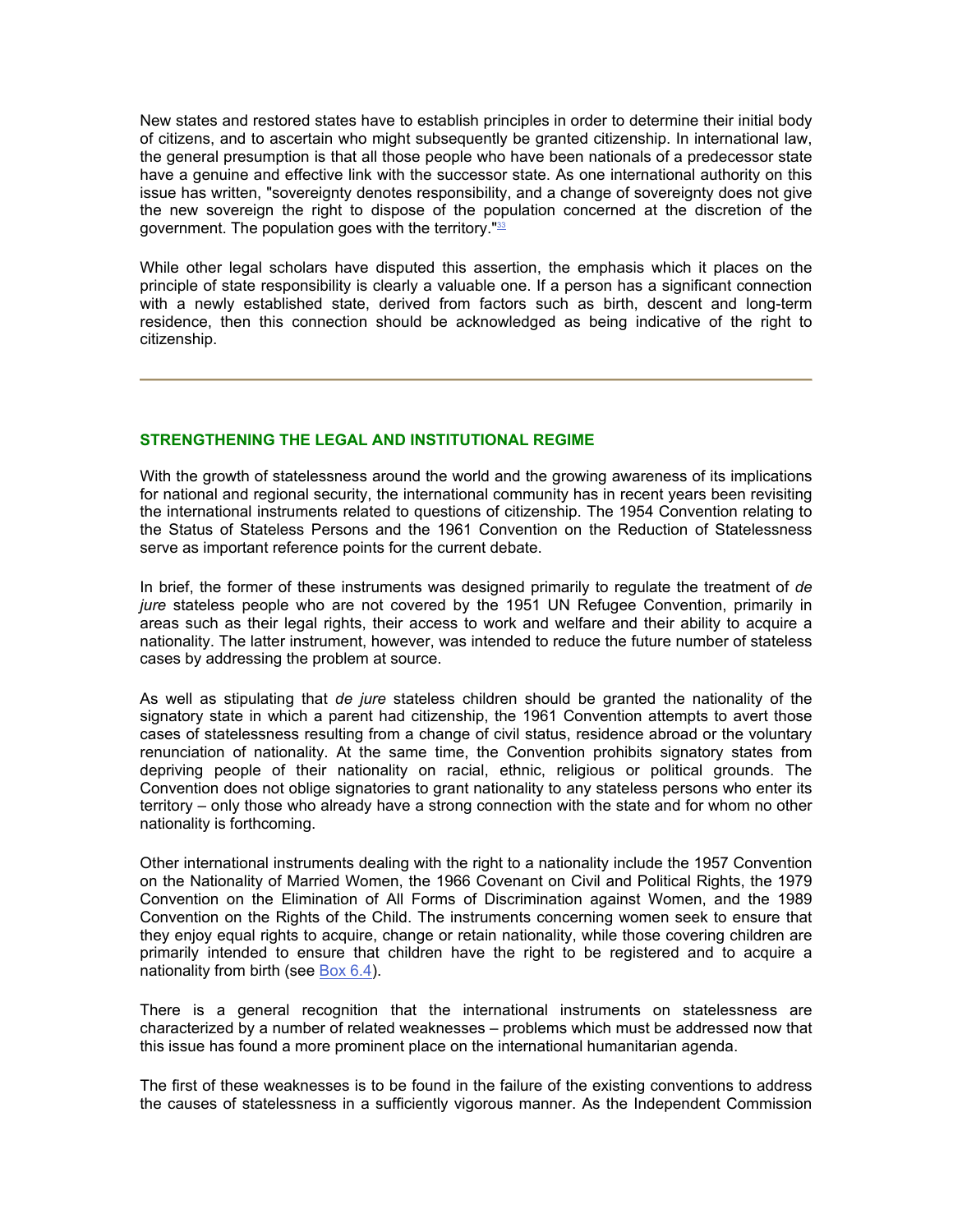New states and restored states have to establish principles in order to determine their initial body of citizens, and to ascertain who might subsequently be granted citizenship. In international law, the general presumption is that all those people who have been nationals of a predecessor state have a genuine and effective link with the successor state. As one international authority on this issue has written, "sovereignty denotes responsibility, and a change of sovereignty does not give the new sovereign the right to dispose of the population concerned at the discretion of the government. The population goes with the territory."[33]

While other legal scholars have disputed this assertion, the emphasis which it places on the principle of state responsibility is clearly a valuable one. If a person has a significant connection with a newly established state, derived from factors such as birth, descent and long-term residence, then this connection should be acknowledged as being indicative of the right to citizenship.

---

## STRENGTHENING THE LEGAL AND INSTITUTIONAL REGIME

With the growth of statelessness around the world and the growing awareness of its implications for national and regional security, the international community has in recent years been revisiting the international instruments related to questions of citizenship. The 1954 Convention relating to the Status of Stateless Persons and the 1961 Convention on the Reduction of Statelessness serve as important reference points for the current debate.

In brief, the former of these instruments was designed primarily to regulate the treatment of *de jure* stateless people who are not covered by the 1951 UN Refugee Convention, primarily in areas such as their legal rights, their access to work and welfare and their ability to acquire a nationality. The latter instrument, however, was intended to reduce the future number of stateless cases by addressing the problem at source.

As well as stipulating that *de jure* stateless children should be granted the nationality of the signatory state in which a parent had citizenship, the 1961 Convention attempts to avert those cases of statelessness resulting from a change of civil status, residence abroad or the voluntary renunciation of nationality. At the same time, the Convention prohibits signatory states from depriving people of their nationality on racial, ethnic, religious or political grounds. The Convention does not oblige signatories to grant nationality to any stateless persons who enter its territory – only those who already have a strong connection with the state and for whom no other nationality is forthcoming.

Other international instruments dealing with the right to a nationality include the 1957 Convention on the Nationality of Married Women, the 1966 Covenant on Civil and Political Rights, the 1979 Convention on the Elimination of All Forms of Discrimination against Women, and the 1989 Convention on the Rights of the Child. The instruments concerning women seek to ensure that they enjoy equal rights to acquire, change or retain nationality, while those covering children are primarily intended to ensure that children have the right to be registered and to acquire a nationality from birth (see Box 6.4).

There is a general recognition that the international instruments on statelessness are characterized by a number of related weaknesses – problems which must be addressed now that this issue has found a more prominent place on the international humanitarian agenda.

The first of these weaknesses is to be found in the failure of the existing conventions to address the causes of statelessness in a sufficiently vigorous manner. As the Independent Commission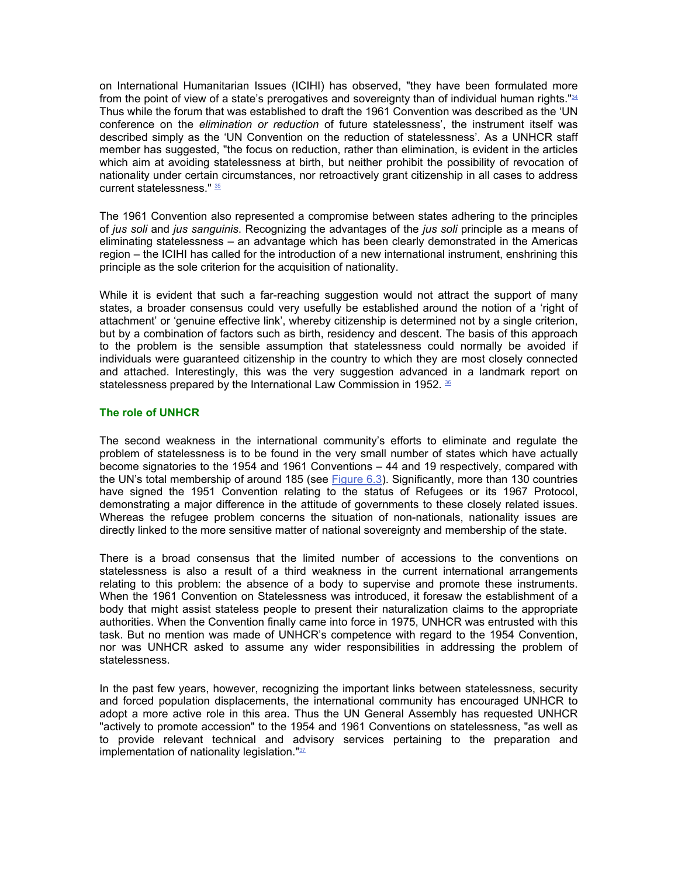on International Humanitarian Issues (ICIHI) has observed, "they have been formulated more from the point of view of a state's prerogatives and sovereignty than of individual human rights."[34] Thus while the forum that was established to draft the 1961 Convention was described as the 'UN conference on the *elimination or reduction* of future statelessness', the instrument itself was described simply as the 'UN Convention on the reduction of statelessness'. As a UNHCR staff member has suggested, "the focus on reduction, rather than elimination, is evident in the articles which aim at avoiding statelessness at birth, but neither prohibit the possibility of revocation of nationality under certain circumstances, nor retroactively grant citizenship in all cases to address current statelessness." [35]

The 1961 Convention also represented a compromise between states adhering to the principles of *jus soli* and *jus sanguinis*. Recognizing the advantages of the *jus soli* principle as a means of eliminating statelessness – an advantage which has been clearly demonstrated in the Americas region – the ICIHI has called for the introduction of a new international instrument, enshrining this principle as the sole criterion for the acquisition of nationality.

While it is evident that such a far-reaching suggestion would not attract the support of many states, a broader consensus could very usefully be established around the notion of a 'right of attachment' or 'genuine effective link', whereby citizenship is determined not by a single criterion, but by a combination of factors such as birth, residency and descent. The basis of this approach to the problem is the sensible assumption that statelessness could normally be avoided if individuals were guaranteed citizenship in the country to which they are most closely connected and attached. Interestingly, this was the very suggestion advanced in a landmark report on statelessness prepared by the International Law Commission in 1952. [36]

### The role of UNHCR

The second weakness in the international community's efforts to eliminate and regulate the problem of statelessness is to be found in the very small number of states which have actually become signatories to the 1954 and 1961 Conventions – 44 and 19 respectively, compared with the UN's total membership of around 185 (see Figure 6.3). Significantly, more than 130 countries have signed the 1951 Convention relating to the status of Refugees or its 1967 Protocol, demonstrating a major difference in the attitude of governments to these closely related issues. Whereas the refugee problem concerns the situation of non-nationals, nationality issues are directly linked to the more sensitive matter of national sovereignty and membership of the state.

There is a broad consensus that the limited number of accessions to the conventions on statelessness is also a result of a third weakness in the current international arrangements relating to this problem: the absence of a body to supervise and promote these instruments. When the 1961 Convention on Statelessness was introduced, it foresaw the establishment of a body that might assist stateless people to present their naturalization claims to the appropriate authorities. When the Convention finally came into force in 1975, UNHCR was entrusted with this task. But no mention was made of UNHCR's competence with regard to the 1954 Convention, nor was UNHCR asked to assume any wider responsibilities in addressing the problem of statelessness.

In the past few years, however, recognizing the important links between statelessness, security and forced population displacements, the international community has encouraged UNHCR to adopt a more active role in this area. Thus the UN General Assembly has requested UNHCR "actively to promote accession" to the 1954 and 1961 Conventions on statelessness, "as well as to provide relevant technical and advisory services pertaining to the preparation and implementation of nationality legislation."[37]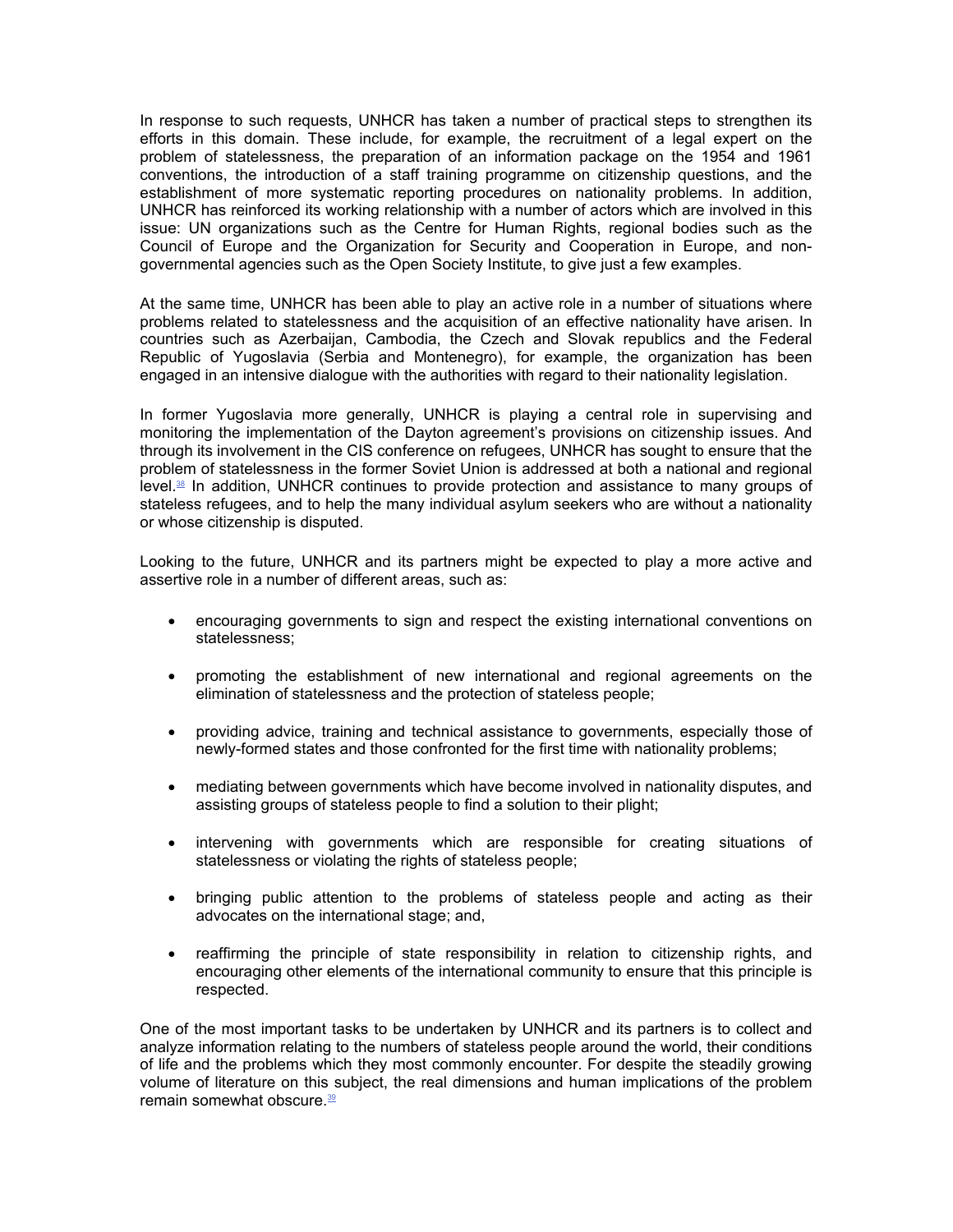In response to such requests, UNHCR has taken a number of practical steps to strengthen its efforts in this domain. These include, for example, the recruitment of a legal expert on the problem of statelessness, the preparation of an information package on the 1954 and 1961 conventions, the introduction of a staff training programme on citizenship questions, and the establishment of more systematic reporting procedures on nationality problems. In addition, UNHCR has reinforced its working relationship with a number of actors which are involved in this issue: UN organizations such as the Centre for Human Rights, regional bodies such as the Council of Europe and the Organization for Security and Cooperation in Europe, and non-governmental agencies such as the Open Society Institute, to give just a few examples.

At the same time, UNHCR has been able to play an active role in a number of situations where problems related to statelessness and the acquisition of an effective nationality have arisen. In countries such as Azerbaijan, Cambodia, the Czech and Slovak republics and the Federal Republic of Yugoslavia (Serbia and Montenegro), for example, the organization has been engaged in an intensive dialogue with the authorities with regard to their nationality legislation.

In former Yugoslavia more generally, UNHCR is playing a central role in supervising and monitoring the implementation of the Dayton agreement's provisions on citizenship issues. And through its involvement in the CIS conference on refugees, UNHCR has sought to ensure that the problem of statelessness in the former Soviet Union is addressed at both a national and regional level.[38] In addition, UNHCR continues to provide protection and assistance to many groups of stateless refugees, and to help the many individual asylum seekers who are without a nationality or whose citizenship is disputed.

Looking to the future, UNHCR and its partners might be expected to play a more active and assertive role in a number of different areas, such as:

- encouraging governments to sign and respect the existing international conventions on statelessness;
- promoting the establishment of new international and regional agreements on the elimination of statelessness and the protection of stateless people;
- providing advice, training and technical assistance to governments, especially those of newly-formed states and those confronted for the first time with nationality problems;
- mediating between governments which have become involved in nationality disputes, and assisting groups of stateless people to find a solution to their plight;
- intervening with governments which are responsible for creating situations of statelessness or violating the rights of stateless people;
- bringing public attention to the problems of stateless people and acting as their advocates on the international stage; and,
- reaffirming the principle of state responsibility in relation to citizenship rights, and encouraging other elements of the international community to ensure that this principle is respected.

One of the most important tasks to be undertaken by UNHCR and its partners is to collect and analyze information relating to the numbers of stateless people around the world, their conditions of life and the problems which they most commonly encounter. For despite the steadily growing volume of literature on this subject, the real dimensions and human implications of the problem remain somewhat obscure.[39]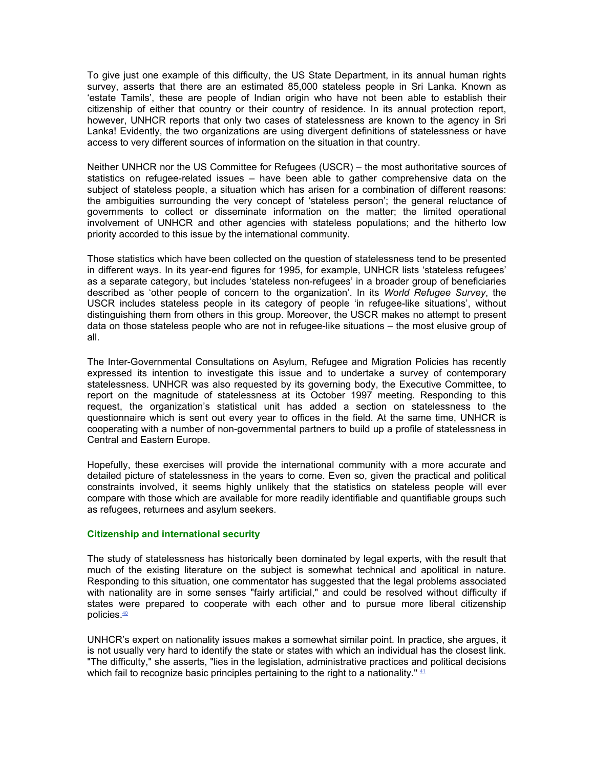To give just one example of this difficulty, the US State Department, in its annual human rights survey, asserts that there are an estimated 85,000 stateless people in Sri Lanka. Known as 'estate Tamils', these are people of Indian origin who have not been able to establish their citizenship of either that country or their country of residence. In its annual protection report, however, UNHCR reports that only two cases of statelessness are known to the agency in Sri Lanka! Evidently, the two organizations are using divergent definitions of statelessness or have access to very different sources of information on the situation in that country.

Neither UNHCR nor the US Committee for Refugees (USCR) – the most authoritative sources of statistics on refugee-related issues – have been able to gather comprehensive data on the subject of stateless people, a situation which has arisen for a combination of different reasons: the ambiguities surrounding the very concept of 'stateless person'; the general reluctance of governments to collect or disseminate information on the matter; the limited operational involvement of UNHCR and other agencies with stateless populations; and the hitherto low priority accorded to this issue by the international community.

Those statistics which have been collected on the question of statelessness tend to be presented in different ways. In its year-end figures for 1995, for example, UNHCR lists 'stateless refugees' as a separate category, but includes 'stateless non-refugees' in a broader group of beneficiaries described as 'other people of concern to the organization'. In its *World Refugee Survey*, the USCR includes stateless people in its category of people 'in refugee-like situations', without distinguishing them from others in this group. Moreover, the USCR makes no attempt to present data on those stateless people who are not in refugee-like situations – the most elusive group of all.

The Inter-Governmental Consultations on Asylum, Refugee and Migration Policies has recently expressed its intention to investigate this issue and to undertake a survey of contemporary statelessness. UNHCR was also requested by its governing body, the Executive Committee, to report on the magnitude of statelessness at its October 1997 meeting. Responding to this request, the organization's statistical unit has added a section on statelessness to the questionnaire which is sent out every year to offices in the field. At the same time, UNHCR is cooperating with a number of non-governmental partners to build up a profile of statelessness in Central and Eastern Europe.

Hopefully, these exercises will provide the international community with a more accurate and detailed picture of statelessness in the years to come. Even so, given the practical and political constraints involved, it seems highly unlikely that the statistics on stateless people will ever compare with those which are available for more readily identifiable and quantifiable groups such as refugees, returnees and asylum seekers.

### Citizenship and international security

The study of statelessness has historically been dominated by legal experts, with the result that much of the existing literature on the subject is somewhat technical and apolitical in nature. Responding to this situation, one commentator has suggested that the legal problems associated with nationality are in some senses "fairly artificial," and could be resolved without difficulty if states were prepared to cooperate with each other and to pursue more liberal citizenship policies.[40]

UNHCR's expert on nationality issues makes a somewhat similar point. In practice, she argues, it is not usually very hard to identify the state or states with which an individual has the closest link. "The difficulty," she asserts, "lies in the legislation, administrative practices and political decisions which fail to recognize basic principles pertaining to the right to a nationality." [41]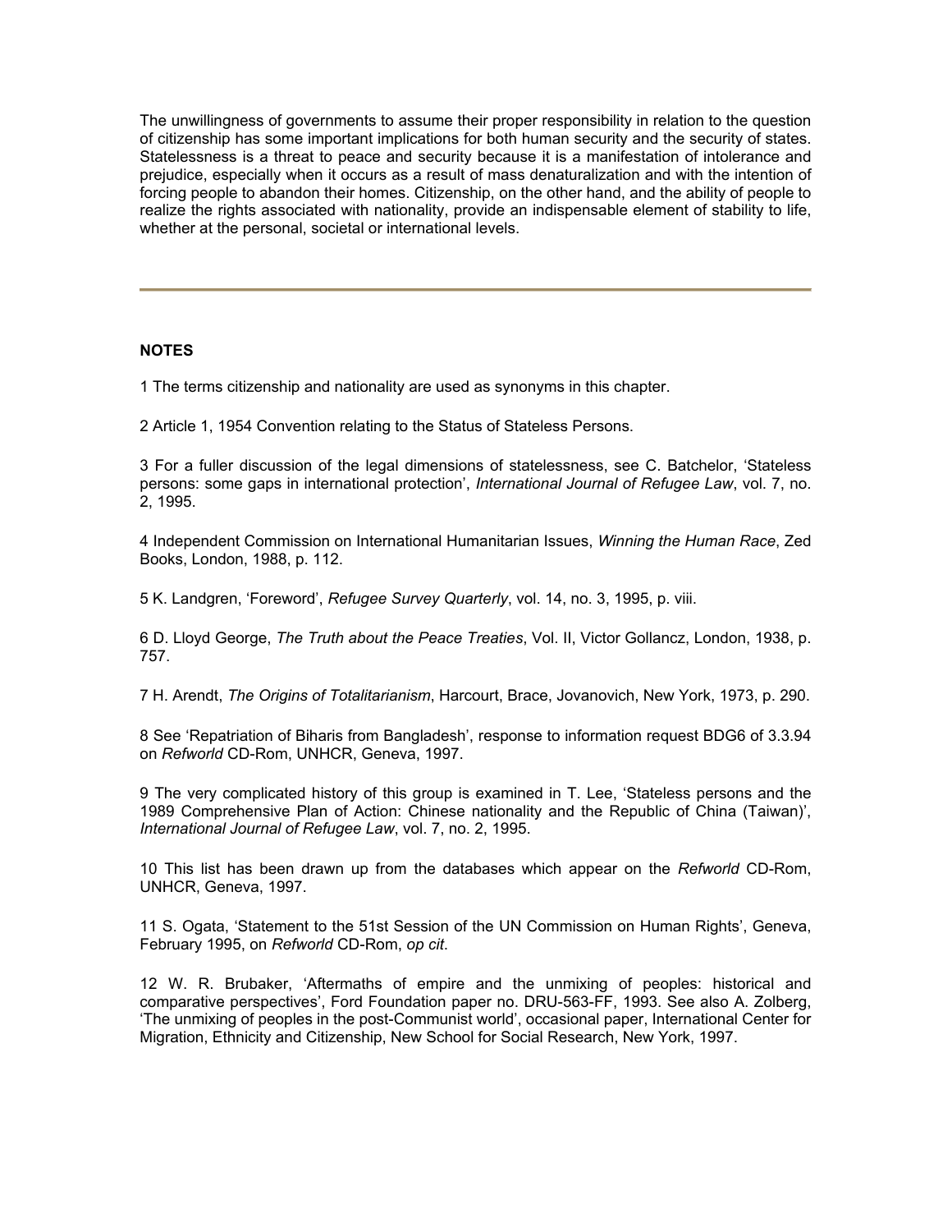The unwillingness of governments to assume their proper responsibility in relation to the question of citizenship has some important implications for both human security and the security of states. Statelessness is a threat to peace and security because it is a manifestation of intolerance and prejudice, especially when it occurs as a result of mass denaturalization and with the intention of forcing people to abandon their homes. Citizenship, on the other hand, and the ability of people to realize the rights associated with nationality, provide an indispensable element of stability to life, whether at the personal, societal or international levels.

---

**NOTES**

1 The terms citizenship and nationality are used as synonyms in this chapter.

2 Article 1, 1954 Convention relating to the Status of Stateless Persons.

3 For a fuller discussion of the legal dimensions of statelessness, see C. Batchelor, 'Stateless persons: some gaps in international protection', *International Journal of Refugee Law*, vol. 7, no. 2, 1995.

4 Independent Commission on International Humanitarian Issues, *Winning the Human Race*, Zed Books, London, 1988, p. 112.

5 K. Landgren, 'Foreword', *Refugee Survey Quarterly*, vol. 14, no. 3, 1995, p. viii.

6 D. Lloyd George, *The Truth about the Peace Treaties*, Vol. II, Victor Gollancz, London, 1938, p. 757.

7 H. Arendt, *The Origins of Totalitarianism*, Harcourt, Brace, Jovanovich, New York, 1973, p. 290.

8 See 'Repatriation of Biharis from Bangladesh', response to information request BDG6 of 3.3.94 on *Refworld* CD-Rom, UNHCR, Geneva, 1997.

9 The very complicated history of this group is examined in T. Lee, 'Stateless persons and the 1989 Comprehensive Plan of Action: Chinese nationality and the Republic of China (Taiwan)', *International Journal of Refugee Law*, vol. 7, no. 2, 1995.

10 This list has been drawn up from the databases which appear on the *Refworld* CD-Rom, UNHCR, Geneva, 1997.

11 S. Ogata, 'Statement to the 51st Session of the UN Commission on Human Rights', Geneva, February 1995, on *Refworld* CD-Rom, *op cit*.

12 W. R. Brubaker, 'Aftermaths of empire and the unmixing of peoples: historical and comparative perspectives', Ford Foundation paper no. DRU-563-FF, 1993. See also A. Zolberg, 'The unmixing of peoples in the post-Communist world', occasional paper, International Center for Migration, Ethnicity and Citizenship, New School for Social Research, New York, 1997.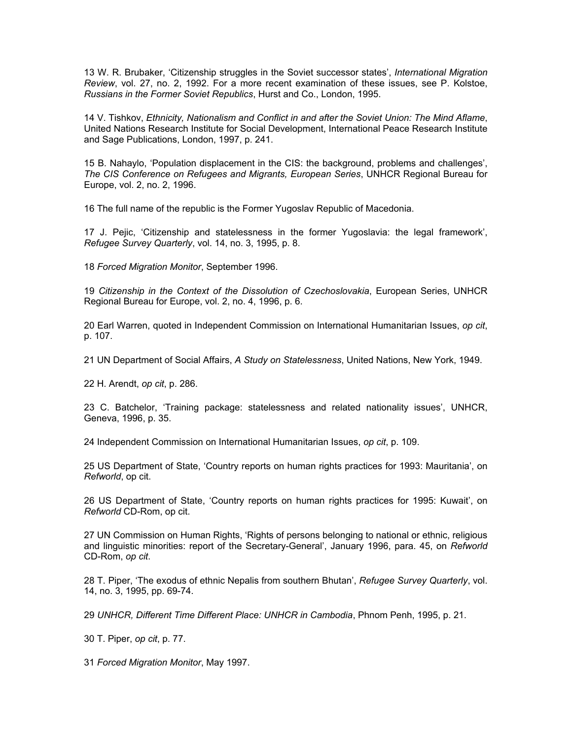13 W. R. Brubaker, 'Citizenship struggles in the Soviet successor states', *International Migration Review*, vol. 27, no. 2, 1992. For a more recent examination of these issues, see P. Kolstoe, *Russians in the Former Soviet Republics*, Hurst and Co., London, 1995.

14 V. Tishkov, *Ethnicity, Nationalism and Conflict in and after the Soviet Union: The Mind Aflame*, United Nations Research Institute for Social Development, International Peace Research Institute and Sage Publications, London, 1997, p. 241.

15 B. Nahaylo, 'Population displacement in the CIS: the background, problems and challenges', *The CIS Conference on Refugees and Migrants, European Series*, UNHCR Regional Bureau for Europe, vol. 2, no. 2, 1996.

16 The full name of the republic is the Former Yugoslav Republic of Macedonia.

17 J. Pejic, 'Citizenship and statelessness in the former Yugoslavia: the legal framework', *Refugee Survey Quarterly*, vol. 14, no. 3, 1995, p. 8.

18 *Forced Migration Monitor*, September 1996.

19 *Citizenship in the Context of the Dissolution of Czechoslovakia*, European Series, UNHCR Regional Bureau for Europe, vol. 2, no. 4, 1996, p. 6.

20 Earl Warren, quoted in Independent Commission on International Humanitarian Issues, *op cit*, p. 107.

21 UN Department of Social Affairs, *A Study on Statelessness*, United Nations, New York, 1949.

22 H. Arendt, *op cit*, p. 286.

23 C. Batchelor, 'Training package: statelessness and related nationality issues', UNHCR, Geneva, 1996, p. 35.

24 Independent Commission on International Humanitarian Issues, *op cit*, p. 109.

25 US Department of State, 'Country reports on human rights practices for 1993: Mauritania', on *Refworld*, op cit.

26 US Department of State, 'Country reports on human rights practices for 1995: Kuwait', on *Refworld* CD-Rom, op cit.

27 UN Commission on Human Rights, 'Rights of persons belonging to national or ethnic, religious and linguistic minorities: report of the Secretary-General', January 1996, para. 45, on *Refworld* CD-Rom, *op cit*.

28 T. Piper, 'The exodus of ethnic Nepalis from southern Bhutan', *Refugee Survey Quarterly*, vol. 14, no. 3, 1995, pp. 69-74.

29 *UNHCR, Different Time Different Place: UNHCR in Cambodia*, Phnom Penh, 1995, p. 21.

30 T. Piper, *op cit*, p. 77.

31 *Forced Migration Monitor*, May 1997.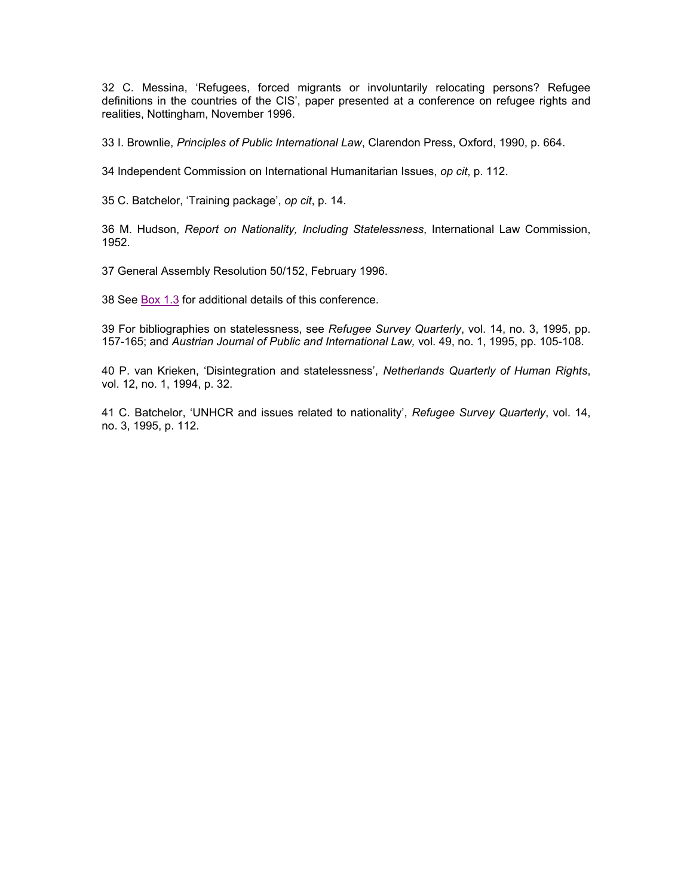32 C. Messina, 'Refugees, forced migrants or involuntarily relocating persons? Refugee definitions in the countries of the CIS', paper presented at a conference on refugee rights and realities, Nottingham, November 1996.

33 I. Brownlie, *Principles of Public International Law*, Clarendon Press, Oxford, 1990, p. 664.

34 Independent Commission on International Humanitarian Issues, *op cit*, p. 112.

35 C. Batchelor, 'Training package', *op cit*, p. 14.

36 M. Hudson, *Report on Nationality, Including Statelessness*, International Law Commission, 1952.

37 General Assembly Resolution 50/152, February 1996.

38 See Box 1.3 for additional details of this conference.

39 For bibliographies on statelessness, see *Refugee Survey Quarterly*, vol. 14, no. 3, 1995, pp. 157-165; and *Austrian Journal of Public and International Law,* vol. 49, no. 1, 1995, pp. 105-108.

40 P. van Krieken, 'Disintegration and statelessness', *Netherlands Quarterly of Human Rights*, vol. 12, no. 1, 1994, p. 32.

41 C. Batchelor, 'UNHCR and issues related to nationality', *Refugee Survey Quarterly*, vol. 14, no. 3, 1995, p. 112.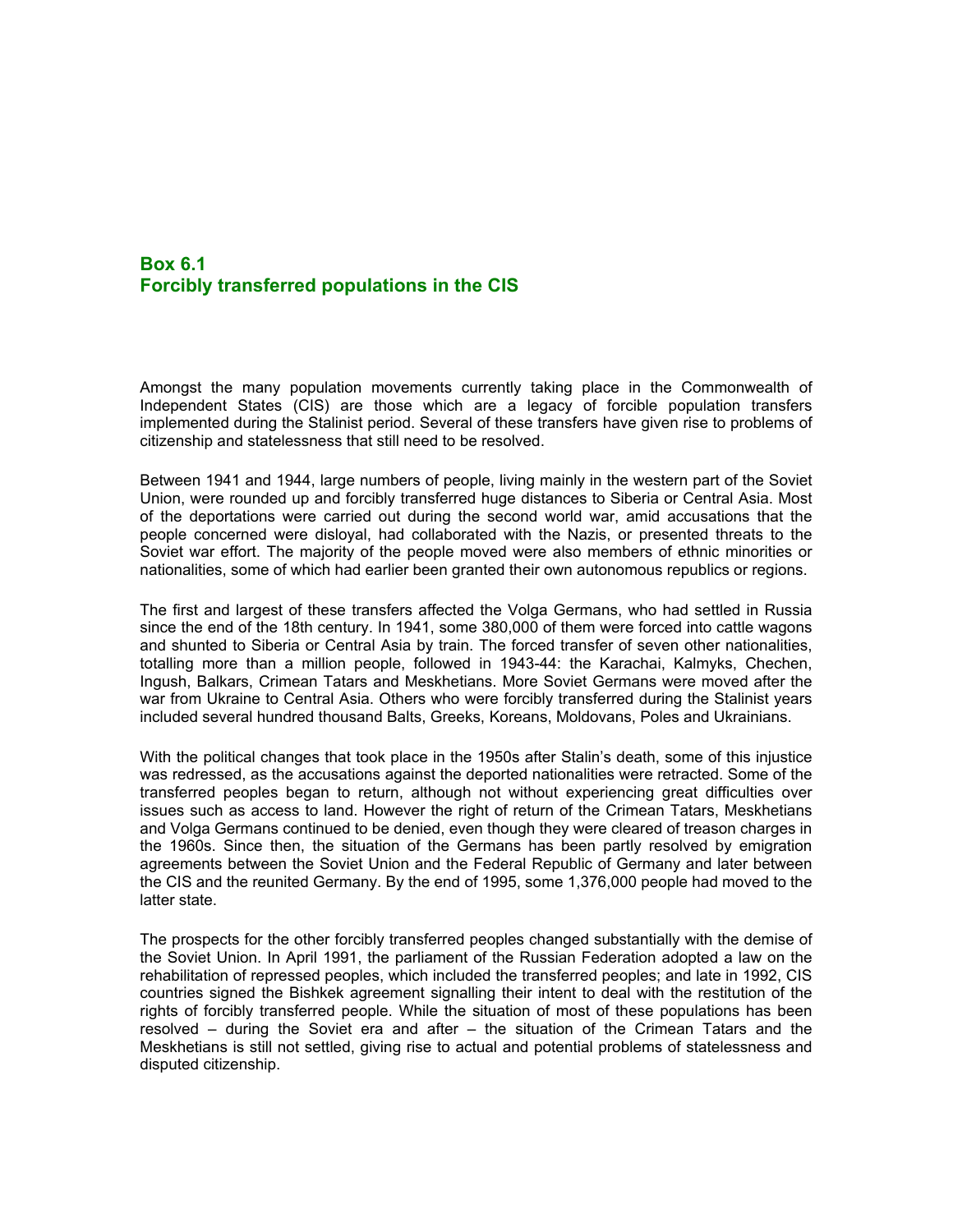## Box 6.1
## Forcibly transferred populations in the CIS

Amongst the many population movements currently taking place in the Commonwealth of Independent States (CIS) are those which are a legacy of forcible population transfers implemented during the Stalinist period. Several of these transfers have given rise to problems of citizenship and statelessness that still need to be resolved.

Between 1941 and 1944, large numbers of people, living mainly in the western part of the Soviet Union, were rounded up and forcibly transferred huge distances to Siberia or Central Asia. Most of the deportations were carried out during the second world war, amid accusations that the people concerned were disloyal, had collaborated with the Nazis, or presented threats to the Soviet war effort. The majority of the people moved were also members of ethnic minorities or nationalities, some of which had earlier been granted their own autonomous republics or regions.

The first and largest of these transfers affected the Volga Germans, who had settled in Russia since the end of the 18th century. In 1941, some 380,000 of them were forced into cattle wagons and shunted to Siberia or Central Asia by train. The forced transfer of seven other nationalities, totalling more than a million people, followed in 1943-44: the Karachai, Kalmyks, Chechen, Ingush, Balkars, Crimean Tatars and Meskhetians. More Soviet Germans were moved after the war from Ukraine to Central Asia. Others who were forcibly transferred during the Stalinist years included several hundred thousand Balts, Greeks, Koreans, Moldovans, Poles and Ukrainians.

With the political changes that took place in the 1950s after Stalin's death, some of this injustice was redressed, as the accusations against the deported nationalities were retracted. Some of the transferred peoples began to return, although not without experiencing great difficulties over issues such as access to land. However the right of return of the Crimean Tatars, Meskhetians and Volga Germans continued to be denied, even though they were cleared of treason charges in the 1960s. Since then, the situation of the Germans has been partly resolved by emigration agreements between the Soviet Union and the Federal Republic of Germany and later between the CIS and the reunited Germany. By the end of 1995, some 1,376,000 people had moved to the latter state.

The prospects for the other forcibly transferred peoples changed substantially with the demise of the Soviet Union. In April 1991, the parliament of the Russian Federation adopted a law on the rehabilitation of repressed peoples, which included the transferred peoples; and late in 1992, CIS countries signed the Bishkek agreement signalling their intent to deal with the restitution of the rights of forcibly transferred people. While the situation of most of these populations has been resolved – during the Soviet era and after – the situation of the Crimean Tatars and the Meskhetians is still not settled, giving rise to actual and potential problems of statelessness and disputed citizenship.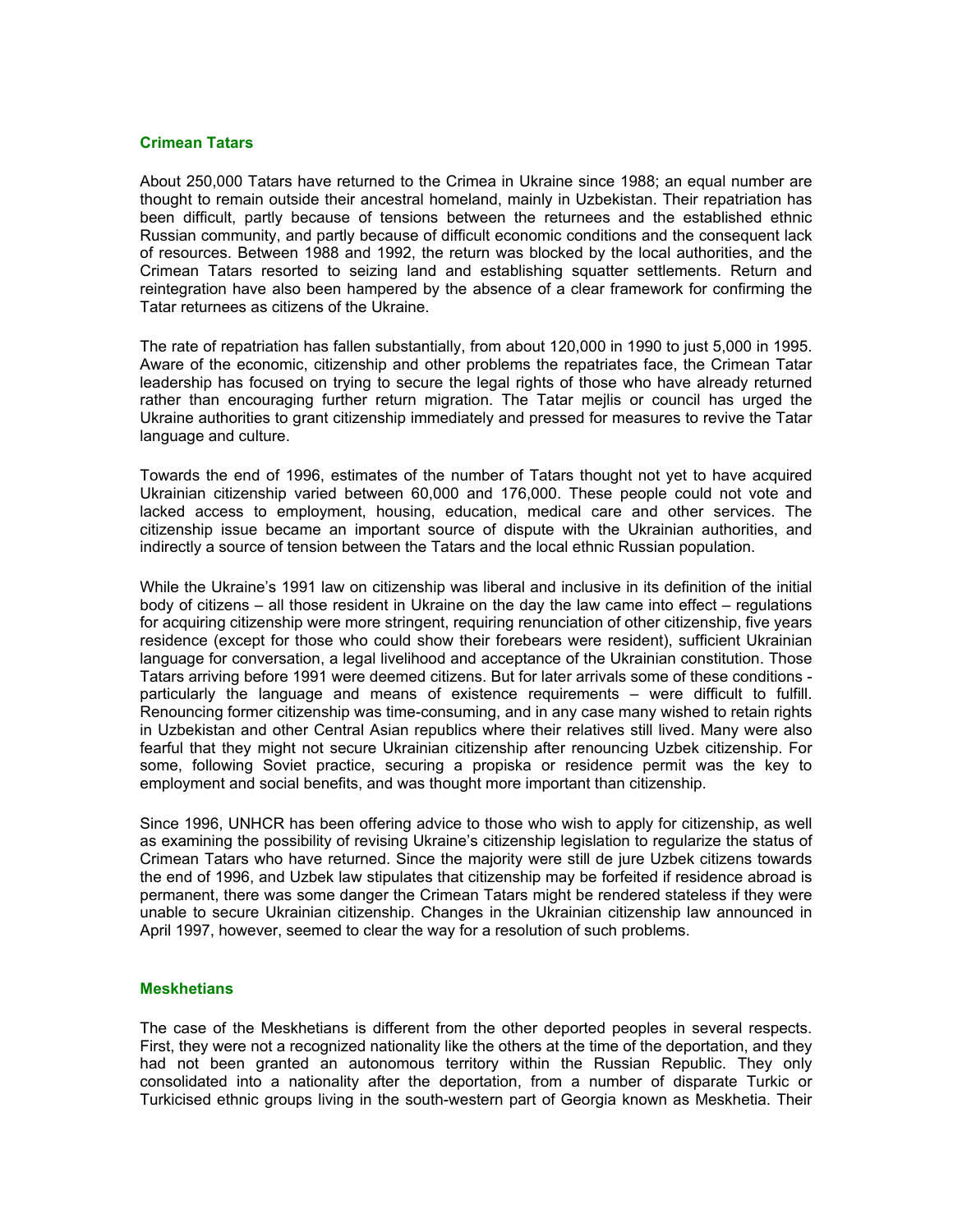### Crimean Tatars

About 250,000 Tatars have returned to the Crimea in Ukraine since 1988; an equal number are thought to remain outside their ancestral homeland, mainly in Uzbekistan. Their repatriation has been difficult, partly because of tensions between the returnees and the established ethnic Russian community, and partly because of difficult economic conditions and the consequent lack of resources. Between 1988 and 1992, the return was blocked by the local authorities, and the Crimean Tatars resorted to seizing land and establishing squatter settlements. Return and reintegration have also been hampered by the absence of a clear framework for confirming the Tatar returnees as citizens of the Ukraine.

The rate of repatriation has fallen substantially, from about 120,000 in 1990 to just 5,000 in 1995. Aware of the economic, citizenship and other problems the repatriates face, the Crimean Tatar leadership has focused on trying to secure the legal rights of those who have already returned rather than encouraging further return migration. The Tatar mejlis or council has urged the Ukraine authorities to grant citizenship immediately and pressed for measures to revive the Tatar language and culture.

Towards the end of 1996, estimates of the number of Tatars thought not yet to have acquired Ukrainian citizenship varied between 60,000 and 176,000. These people could not vote and lacked access to employment, housing, education, medical care and other services. The citizenship issue became an important source of dispute with the Ukrainian authorities, and indirectly a source of tension between the Tatars and the local ethnic Russian population.

While the Ukraine's 1991 law on citizenship was liberal and inclusive in its definition of the initial body of citizens – all those resident in Ukraine on the day the law came into effect – regulations for acquiring citizenship were more stringent, requiring renunciation of other citizenship, five years residence (except for those who could show their forebears were resident), sufficient Ukrainian language for conversation, a legal livelihood and acceptance of the Ukrainian constitution. Those Tatars arriving before 1991 were deemed citizens. But for later arrivals some of these conditions - particularly the language and means of existence requirements – were difficult to fulfill. Renouncing former citizenship was time-consuming, and in any case many wished to retain rights in Uzbekistan and other Central Asian republics where their relatives still lived. Many were also fearful that they might not secure Ukrainian citizenship after renouncing Uzbek citizenship. For some, following Soviet practice, securing a propiska or residence permit was the key to employment and social benefits, and was thought more important than citizenship.

Since 1996, UNHCR has been offering advice to those who wish to apply for citizenship, as well as examining the possibility of revising Ukraine's citizenship legislation to regularize the status of Crimean Tatars who have returned. Since the majority were still de jure Uzbek citizens towards the end of 1996, and Uzbek law stipulates that citizenship may be forfeited if residence abroad is permanent, there was some danger the Crimean Tatars might be rendered stateless if they were unable to secure Ukrainian citizenship. Changes in the Ukrainian citizenship law announced in April 1997, however, seemed to clear the way for a resolution of such problems.

### Meskhetians

The case of the Meskhetians is different from the other deported peoples in several respects. First, they were not a recognized nationality like the others at the time of the deportation, and they had not been granted an autonomous territory within the Russian Republic. They only consolidated into a nationality after the deportation, from a number of disparate Turkic or Turkicised ethnic groups living in the south-western part of Georgia known as Meskhetia. Their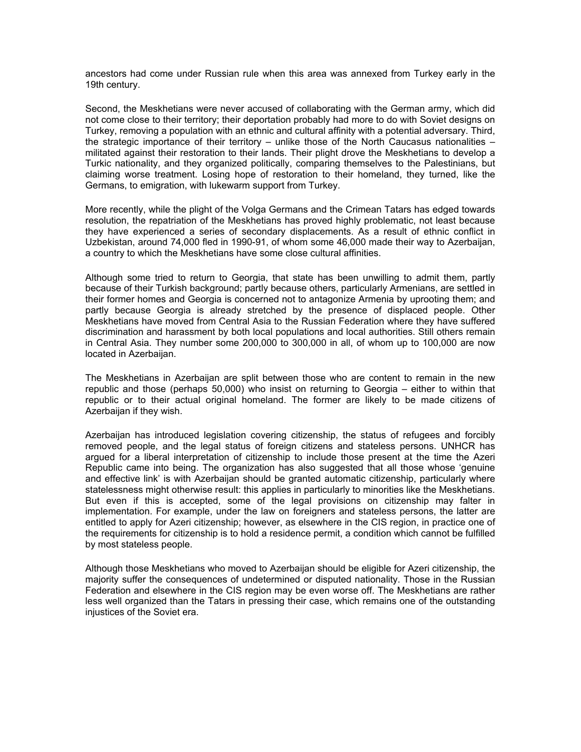ancestors had come under Russian rule when this area was annexed from Turkey early in the 19th century.

Second, the Meskhetians were never accused of collaborating with the German army, which did not come close to their territory; their deportation probably had more to do with Soviet designs on Turkey, removing a population with an ethnic and cultural affinity with a potential adversary. Third, the strategic importance of their territory – unlike those of the North Caucasus nationalities – militated against their restoration to their lands. Their plight drove the Meskhetians to develop a Turkic nationality, and they organized politically, comparing themselves to the Palestinians, but claiming worse treatment. Losing hope of restoration to their homeland, they turned, like the Germans, to emigration, with lukewarm support from Turkey.

More recently, while the plight of the Volga Germans and the Crimean Tatars has edged towards resolution, the repatriation of the Meskhetians has proved highly problematic, not least because they have experienced a series of secondary displacements. As a result of ethnic conflict in Uzbekistan, around 74,000 fled in 1990-91, of whom some 46,000 made their way to Azerbaijan, a country to which the Meskhetians have some close cultural affinities.

Although some tried to return to Georgia, that state has been unwilling to admit them, partly because of their Turkish background; partly because others, particularly Armenians, are settled in their former homes and Georgia is concerned not to antagonize Armenia by uprooting them; and partly because Georgia is already stretched by the presence of displaced people. Other Meskhetians have moved from Central Asia to the Russian Federation where they have suffered discrimination and harassment by both local populations and local authorities. Still others remain in Central Asia. They number some 200,000 to 300,000 in all, of whom up to 100,000 are now located in Azerbaijan.

The Meskhetians in Azerbaijan are split between those who are content to remain in the new republic and those (perhaps 50,000) who insist on returning to Georgia – either to within that republic or to their actual original homeland. The former are likely to be made citizens of Azerbaijan if they wish.

Azerbaijan has introduced legislation covering citizenship, the status of refugees and forcibly removed people, and the legal status of foreign citizens and stateless persons. UNHCR has argued for a liberal interpretation of citizenship to include those present at the time the Azeri Republic came into being. The organization has also suggested that all those whose 'genuine and effective link' is with Azerbaijan should be granted automatic citizenship, particularly where statelessness might otherwise result: this applies in particularly to minorities like the Meskhetians. But even if this is accepted, some of the legal provisions on citizenship may falter in implementation. For example, under the law on foreigners and stateless persons, the latter are entitled to apply for Azeri citizenship; however, as elsewhere in the CIS region, in practice one of the requirements for citizenship is to hold a residence permit, a condition which cannot be fulfilled by most stateless people.

Although those Meskhetians who moved to Azerbaijan should be eligible for Azeri citizenship, the majority suffer the consequences of undetermined or disputed nationality. Those in the Russian Federation and elsewhere in the CIS region may be even worse off. The Meskhetians are rather less well organized than the Tatars in pressing their case, which remains one of the outstanding injustices of the Soviet era.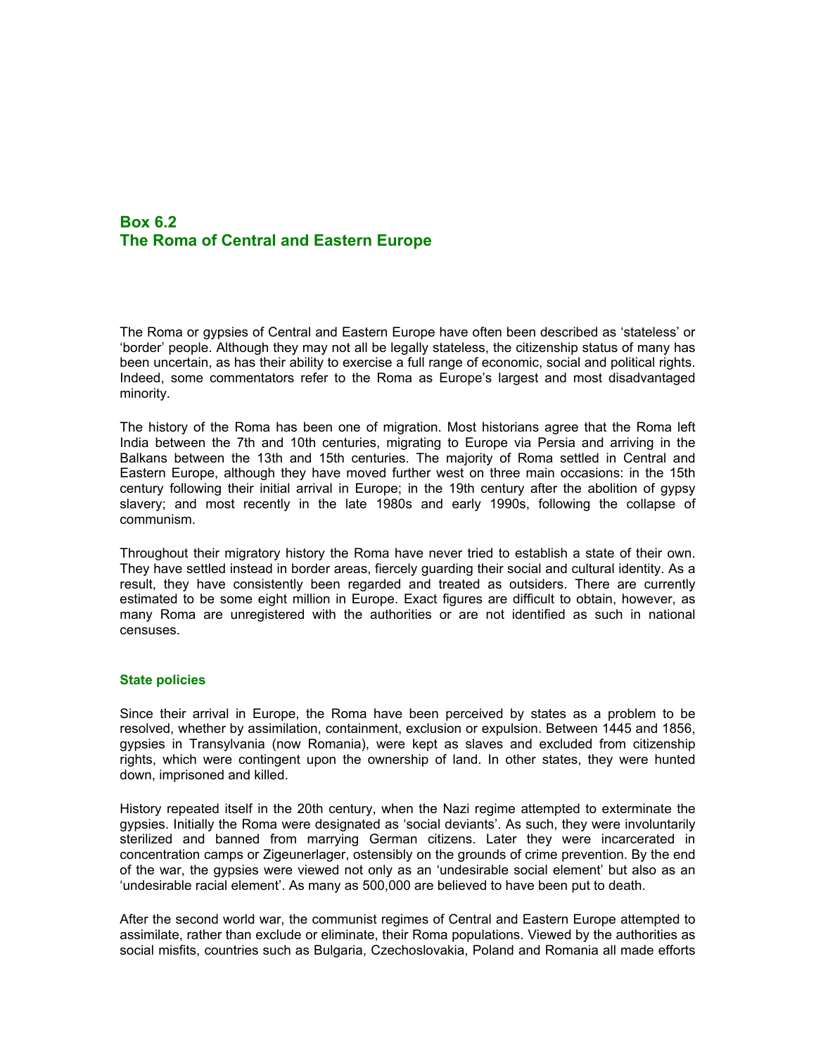## Box 6.2
## The Roma of Central and Eastern Europe

The Roma or gypsies of Central and Eastern Europe have often been described as 'stateless' or 'border' people. Although they may not all be legally stateless, the citizenship status of many has been uncertain, as has their ability to exercise a full range of economic, social and political rights. Indeed, some commentators refer to the Roma as Europe's largest and most disadvantaged minority.

The history of the Roma has been one of migration. Most historians agree that the Roma left India between the 7th and 10th centuries, migrating to Europe via Persia and arriving in the Balkans between the 13th and 15th centuries. The majority of Roma settled in Central and Eastern Europe, although they have moved further west on three main occasions: in the 15th century following their initial arrival in Europe; in the 19th century after the abolition of gypsy slavery; and most recently in the late 1980s and early 1990s, following the collapse of communism.

Throughout their migratory history the Roma have never tried to establish a state of their own. They have settled instead in border areas, fiercely guarding their social and cultural identity. As a result, they have consistently been regarded and treated as outsiders. There are currently estimated to be some eight million in Europe. Exact figures are difficult to obtain, however, as many Roma are unregistered with the authorities or are not identified as such in national censuses.

### State policies

Since their arrival in Europe, the Roma have been perceived by states as a problem to be resolved, whether by assimilation, containment, exclusion or expulsion. Between 1445 and 1856, gypsies in Transylvania (now Romania), were kept as slaves and excluded from citizenship rights, which were contingent upon the ownership of land. In other states, they were hunted down, imprisoned and killed.

History repeated itself in the 20th century, when the Nazi regime attempted to exterminate the gypsies. Initially the Roma were designated as 'social deviants'. As such, they were involuntarily sterilized and banned from marrying German citizens. Later they were incarcerated in concentration camps or Zigeunerlager, ostensibly on the grounds of crime prevention. By the end of the war, the gypsies were viewed not only as an 'undesirable social element' but also as an 'undesirable racial element'. As many as 500,000 are believed to have been put to death.

After the second world war, the communist regimes of Central and Eastern Europe attempted to assimilate, rather than exclude or eliminate, their Roma populations. Viewed by the authorities as social misfits, countries such as Bulgaria, Czechoslovakia, Poland and Romania all made efforts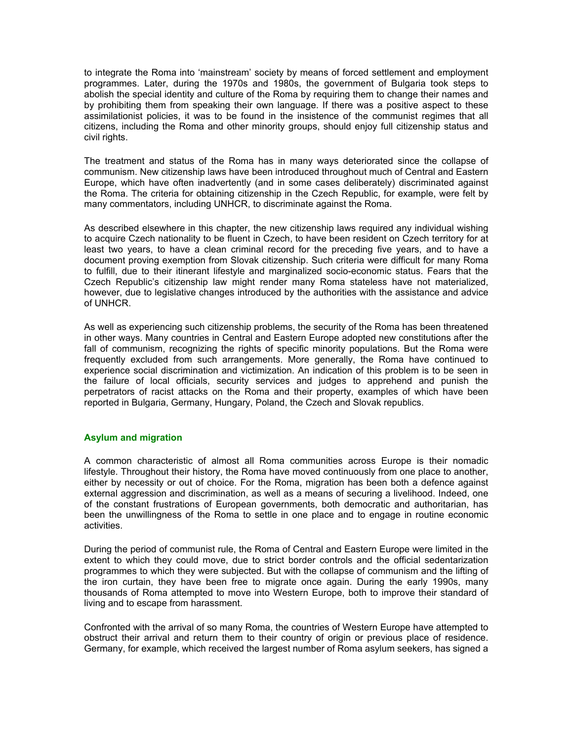to integrate the Roma into 'mainstream' society by means of forced settlement and employment programmes. Later, during the 1970s and 1980s, the government of Bulgaria took steps to abolish the special identity and culture of the Roma by requiring them to change their names and by prohibiting them from speaking their own language. If there was a positive aspect to these assimilationist policies, it was to be found in the insistence of the communist regimes that all citizens, including the Roma and other minority groups, should enjoy full citizenship status and civil rights.

The treatment and status of the Roma has in many ways deteriorated since the collapse of communism. New citizenship laws have been introduced throughout much of Central and Eastern Europe, which have often inadvertently (and in some cases deliberately) discriminated against the Roma. The criteria for obtaining citizenship in the Czech Republic, for example, were felt by many commentators, including UNHCR, to discriminate against the Roma.

As described elsewhere in this chapter, the new citizenship laws required any individual wishing to acquire Czech nationality to be fluent in Czech, to have been resident on Czech territory for at least two years, to have a clean criminal record for the preceding five years, and to have a document proving exemption from Slovak citizenship. Such criteria were difficult for many Roma to fulfill, due to their itinerant lifestyle and marginalized socio-economic status. Fears that the Czech Republic's citizenship law might render many Roma stateless have not materialized, however, due to legislative changes introduced by the authorities with the assistance and advice of UNHCR.

As well as experiencing such citizenship problems, the security of the Roma has been threatened in other ways. Many countries in Central and Eastern Europe adopted new constitutions after the fall of communism, recognizing the rights of specific minority populations. But the Roma were frequently excluded from such arrangements. More generally, the Roma have continued to experience social discrimination and victimization. An indication of this problem is to be seen in the failure of local officials, security services and judges to apprehend and punish the perpetrators of racist attacks on the Roma and their property, examples of which have been reported in Bulgaria, Germany, Hungary, Poland, the Czech and Slovak republics.

### Asylum and migration

A common characteristic of almost all Roma communities across Europe is their nomadic lifestyle. Throughout their history, the Roma have moved continuously from one place to another, either by necessity or out of choice. For the Roma, migration has been both a defence against external aggression and discrimination, as well as a means of securing a livelihood. Indeed, one of the constant frustrations of European governments, both democratic and authoritarian, has been the unwillingness of the Roma to settle in one place and to engage in routine economic activities.

During the period of communist rule, the Roma of Central and Eastern Europe were limited in the extent to which they could move, due to strict border controls and the official sedentarization programmes to which they were subjected. But with the collapse of communism and the lifting of the iron curtain, they have been free to migrate once again. During the early 1990s, many thousands of Roma attempted to move into Western Europe, both to improve their standard of living and to escape from harassment.

Confronted with the arrival of so many Roma, the countries of Western Europe have attempted to obstruct their arrival and return them to their country of origin or previous place of residence. Germany, for example, which received the largest number of Roma asylum seekers, has signed a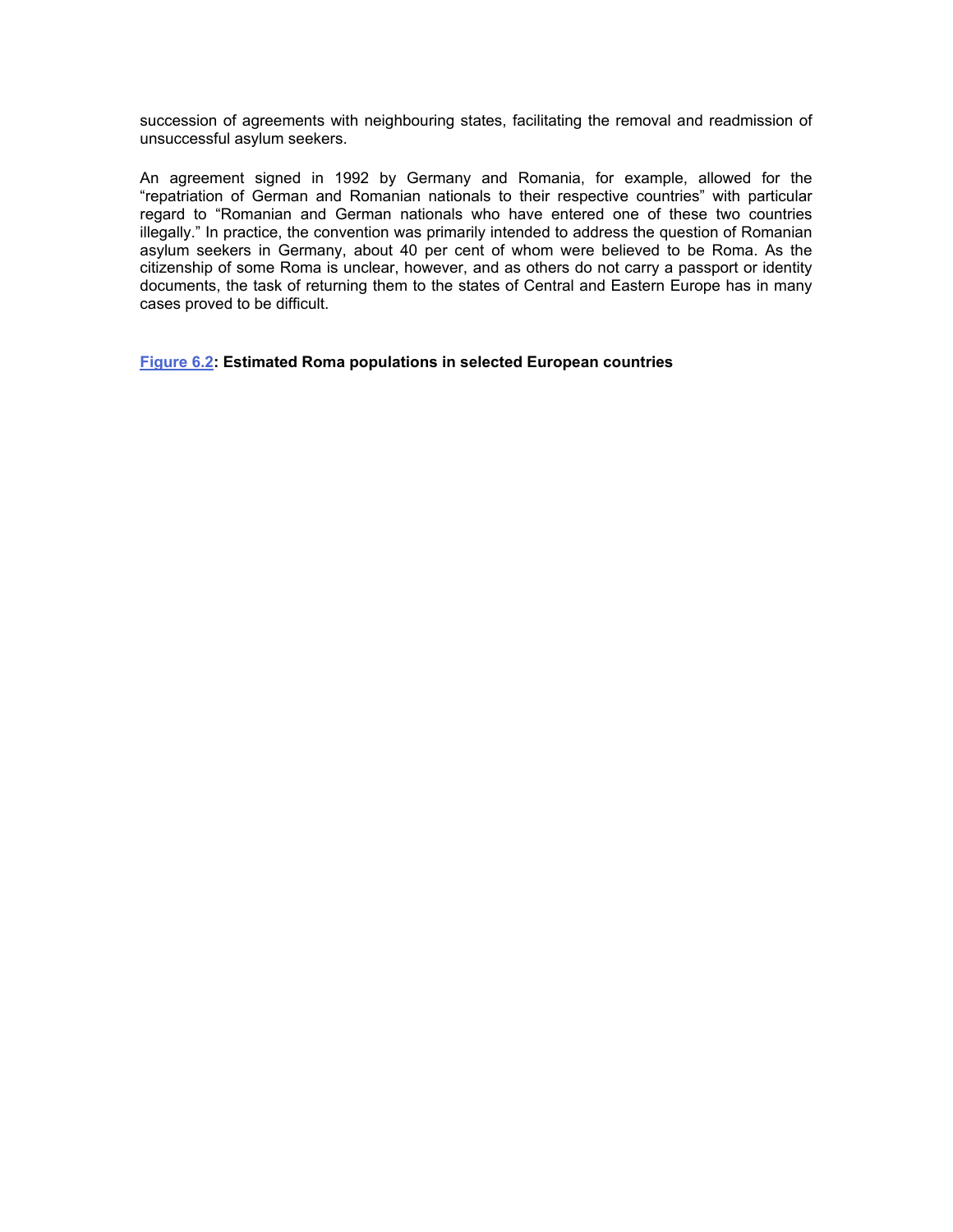succession of agreements with neighbouring states, facilitating the removal and readmission of unsuccessful asylum seekers.

An agreement signed in 1992 by Germany and Romania, for example, allowed for the "repatriation of German and Romanian nationals to their respective countries" with particular regard to "Romanian and German nationals who have entered one of these two countries illegally." In practice, the convention was primarily intended to address the question of Romanian asylum seekers in Germany, about 40 per cent of whom were believed to be Roma. As the citizenship of some Roma is unclear, however, and as others do not carry a passport or identity documents, the task of returning them to the states of Central and Eastern Europe has in many cases proved to be difficult.

**Figure 6.2: Estimated Roma populations in selected European countries**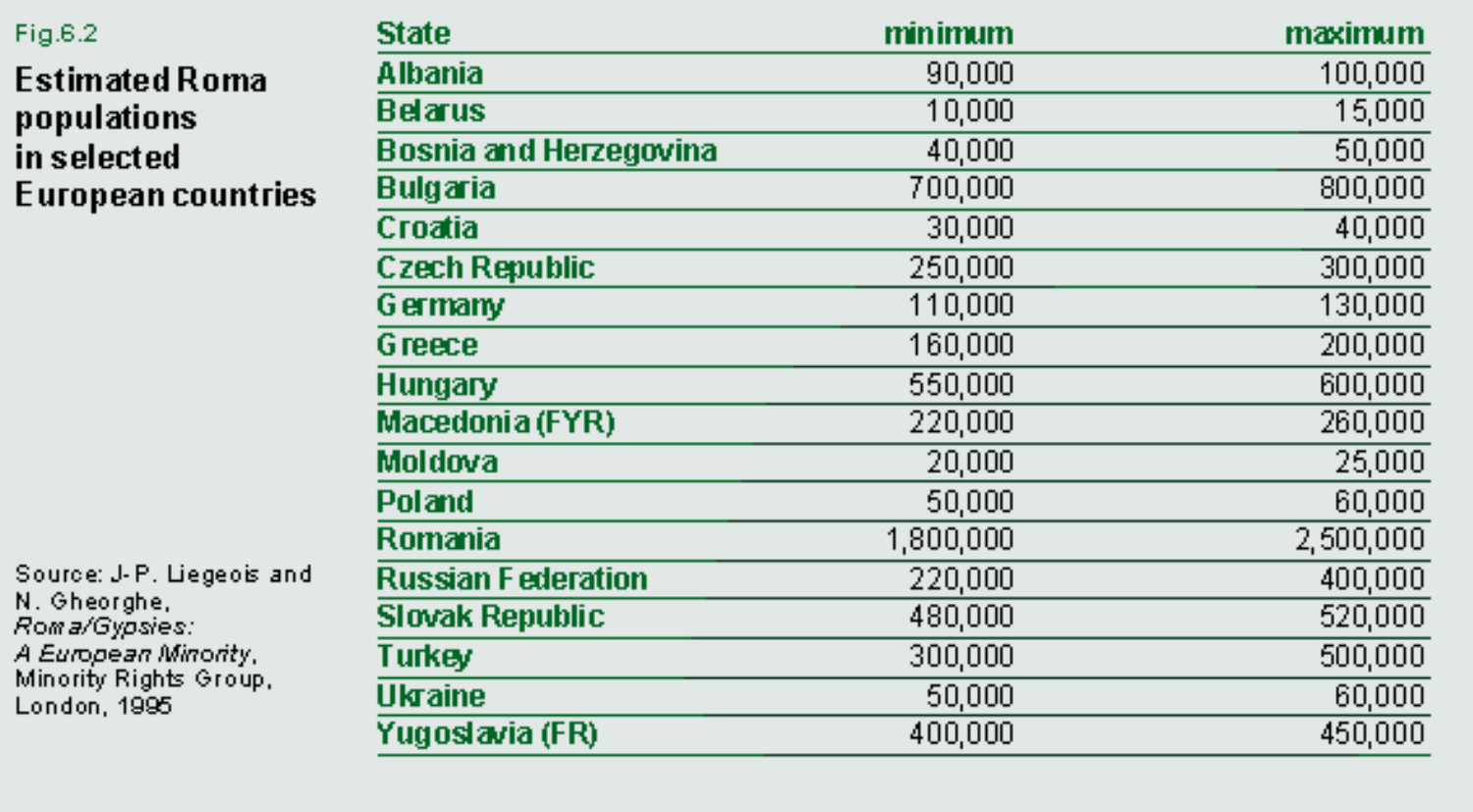Fig.6.2

**Estimated Roma populations in selected European countries**

| State | minimum | maximum |
|---|---|---|
| Albania | 90,000 | 100,000 |
| Belarus | 10,000 | 15,000 |
| Bosnia and Herzegovina | 40,000 | 50,000 |
| Bulgaria | 700,000 | 800,000 |
| Croatia | 30,000 | 40,000 |
| Czech Republic | 250,000 | 300,000 |
| Germany | 110,000 | 130,000 |
| Greece | 160,000 | 200,000 |
| Hungary | 550,000 | 600,000 |
| Macedonia (FYR) | 220,000 | 260,000 |
| Moldova | 20,000 | 25,000 |
| Poland | 50,000 | 60,000 |
| Romania | 1,800,000 | 2,500,000 |
| Russian Federation | 220,000 | 400,000 |
| Slovak Republic | 480,000 | 520,000 |
| Turkey | 300,000 | 500,000 |
| Ukraine | 50,000 | 60,000 |
| Yugoslavia (FR) | 400,000 | 450,000 |

Source: J-P. Liegeois and N. Gheorghe, *Roma/Gypsies: A European Minority*, Minority Rights Group, London, 1995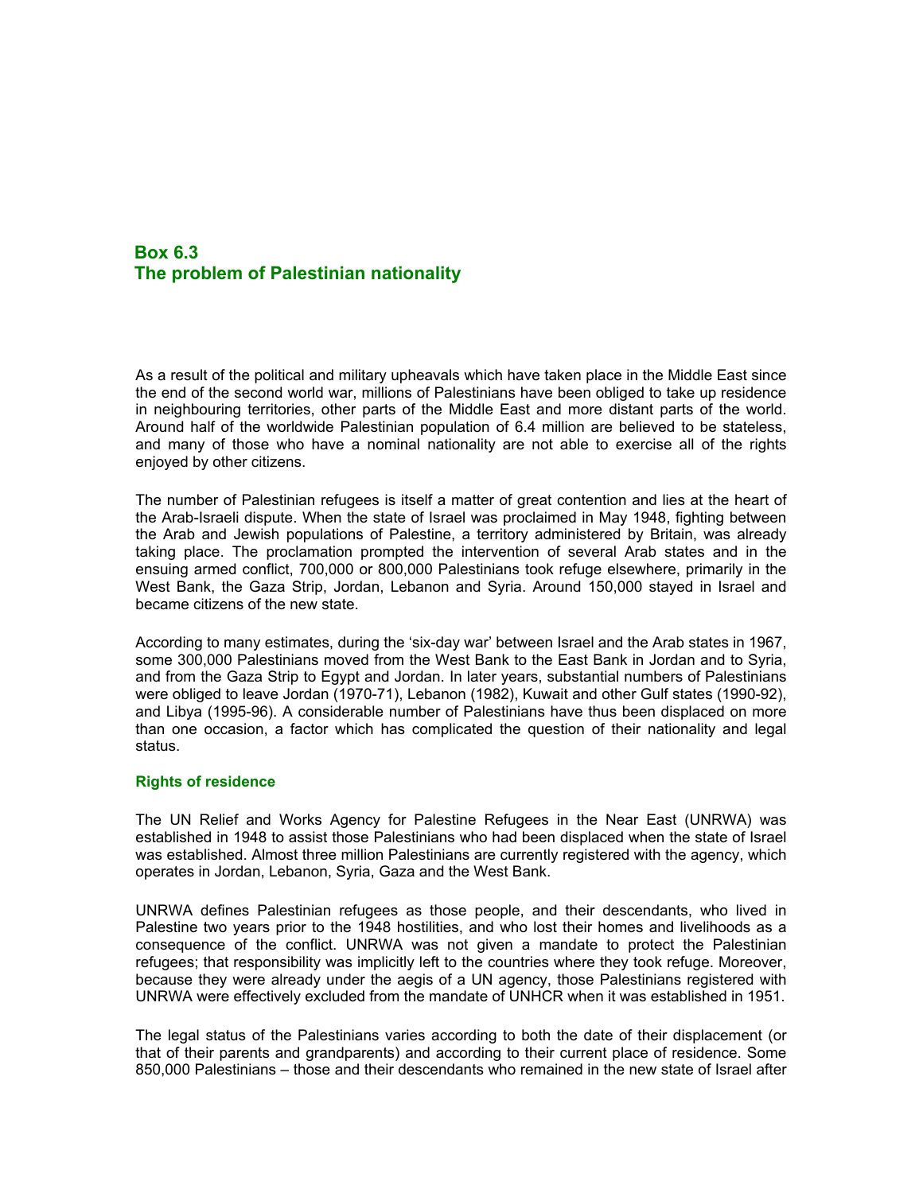## Box 6.3
## The problem of Palestinian nationality

As a result of the political and military upheavals which have taken place in the Middle East since the end of the second world war, millions of Palestinians have been obliged to take up residence in neighbouring territories, other parts of the Middle East and more distant parts of the world. Around half of the worldwide Palestinian population of 6.4 million are believed to be stateless, and many of those who have a nominal nationality are not able to exercise all of the rights enjoyed by other citizens.

The number of Palestinian refugees is itself a matter of great contention and lies at the heart of the Arab-Israeli dispute. When the state of Israel was proclaimed in May 1948, fighting between the Arab and Jewish populations of Palestine, a territory administered by Britain, was already taking place. The proclamation prompted the intervention of several Arab states and in the ensuing armed conflict, 700,000 or 800,000 Palestinians took refuge elsewhere, primarily in the West Bank, the Gaza Strip, Jordan, Lebanon and Syria. Around 150,000 stayed in Israel and became citizens of the new state.

According to many estimates, during the 'six-day war' between Israel and the Arab states in 1967, some 300,000 Palestinians moved from the West Bank to the East Bank in Jordan and to Syria, and from the Gaza Strip to Egypt and Jordan. In later years, substantial numbers of Palestinians were obliged to leave Jordan (1970-71), Lebanon (1982), Kuwait and other Gulf states (1990-92), and Libya (1995-96). A considerable number of Palestinians have thus been displaced on more than one occasion, a factor which has complicated the question of their nationality and legal status.

### Rights of residence

The UN Relief and Works Agency for Palestine Refugees in the Near East (UNRWA) was established in 1948 to assist those Palestinians who had been displaced when the state of Israel was established. Almost three million Palestinians are currently registered with the agency, which operates in Jordan, Lebanon, Syria, Gaza and the West Bank.

UNRWA defines Palestinian refugees as those people, and their descendants, who lived in Palestine two years prior to the 1948 hostilities, and who lost their homes and livelihoods as a consequence of the conflict. UNRWA was not given a mandate to protect the Palestinian refugees; that responsibility was implicitly left to the countries where they took refuge. Moreover, because they were already under the aegis of a UN agency, those Palestinians registered with UNRWA were effectively excluded from the mandate of UNHCR when it was established in 1951.

The legal status of the Palestinians varies according to both the date of their displacement (or that of their parents and grandparents) and according to their current place of residence. Some 850,000 Palestinians – those and their descendants who remained in the new state of Israel after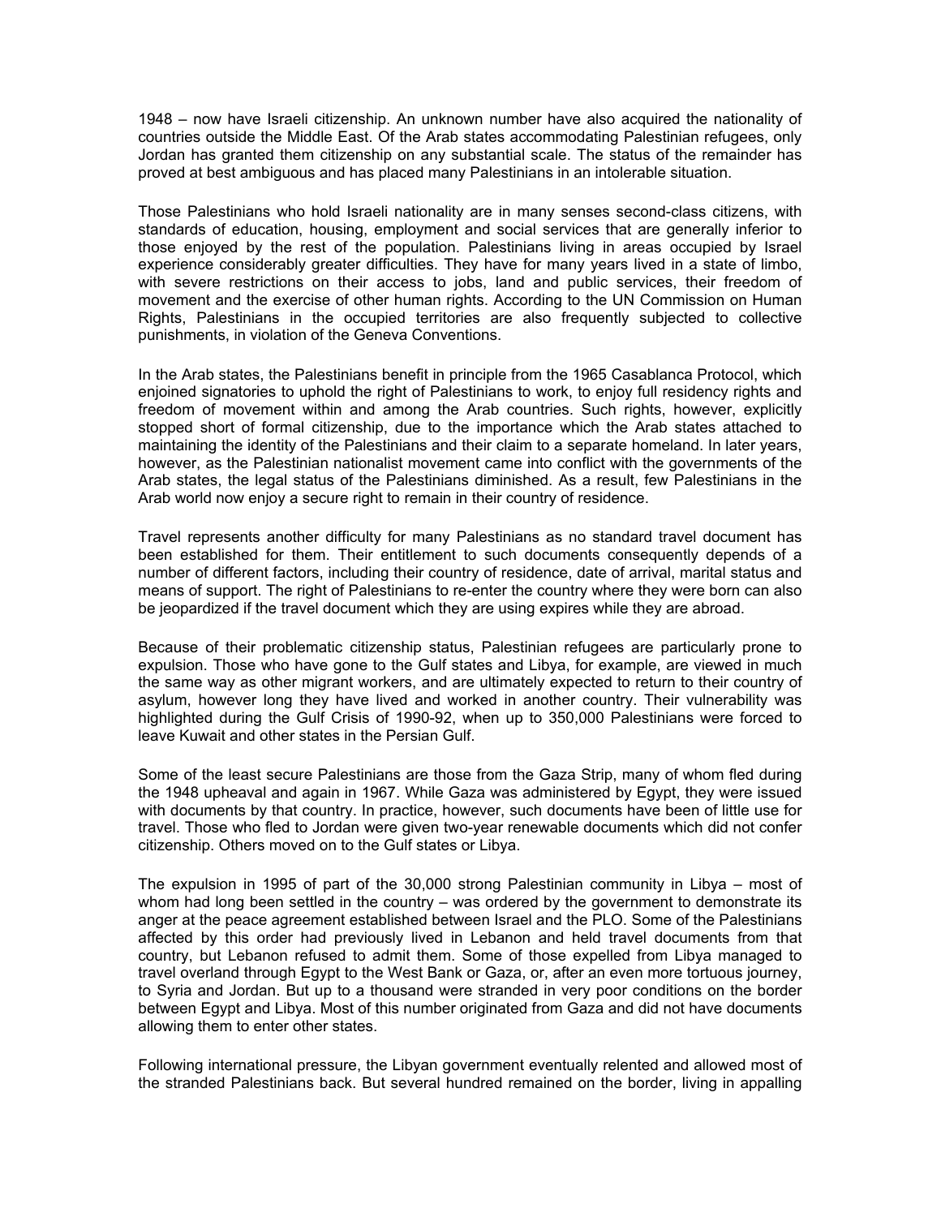1948 – now have Israeli citizenship. An unknown number have also acquired the nationality of countries outside the Middle East. Of the Arab states accommodating Palestinian refugees, only Jordan has granted them citizenship on any substantial scale. The status of the remainder has proved at best ambiguous and has placed many Palestinians in an intolerable situation.

Those Palestinians who hold Israeli nationality are in many senses second-class citizens, with standards of education, housing, employment and social services that are generally inferior to those enjoyed by the rest of the population. Palestinians living in areas occupied by Israel experience considerably greater difficulties. They have for many years lived in a state of limbo, with severe restrictions on their access to jobs, land and public services, their freedom of movement and the exercise of other human rights. According to the UN Commission on Human Rights, Palestinians in the occupied territories are also frequently subjected to collective punishments, in violation of the Geneva Conventions.

In the Arab states, the Palestinians benefit in principle from the 1965 Casablanca Protocol, which enjoined signatories to uphold the right of Palestinians to work, to enjoy full residency rights and freedom of movement within and among the Arab countries. Such rights, however, explicitly stopped short of formal citizenship, due to the importance which the Arab states attached to maintaining the identity of the Palestinians and their claim to a separate homeland. In later years, however, as the Palestinian nationalist movement came into conflict with the governments of the Arab states, the legal status of the Palestinians diminished. As a result, few Palestinians in the Arab world now enjoy a secure right to remain in their country of residence.

Travel represents another difficulty for many Palestinians as no standard travel document has been established for them. Their entitlement to such documents consequently depends of a number of different factors, including their country of residence, date of arrival, marital status and means of support. The right of Palestinians to re-enter the country where they were born can also be jeopardized if the travel document which they are using expires while they are abroad.

Because of their problematic citizenship status, Palestinian refugees are particularly prone to expulsion. Those who have gone to the Gulf states and Libya, for example, are viewed in much the same way as other migrant workers, and are ultimately expected to return to their country of asylum, however long they have lived and worked in another country. Their vulnerability was highlighted during the Gulf Crisis of 1990-92, when up to 350,000 Palestinians were forced to leave Kuwait and other states in the Persian Gulf.

Some of the least secure Palestinians are those from the Gaza Strip, many of whom fled during the 1948 upheaval and again in 1967. While Gaza was administered by Egypt, they were issued with documents by that country. In practice, however, such documents have been of little use for travel. Those who fled to Jordan were given two-year renewable documents which did not confer citizenship. Others moved on to the Gulf states or Libya.

The expulsion in 1995 of part of the 30,000 strong Palestinian community in Libya – most of whom had long been settled in the country – was ordered by the government to demonstrate its anger at the peace agreement established between Israel and the PLO. Some of the Palestinians affected by this order had previously lived in Lebanon and held travel documents from that country, but Lebanon refused to admit them. Some of those expelled from Libya managed to travel overland through Egypt to the West Bank or Gaza, or, after an even more tortuous journey, to Syria and Jordan. But up to a thousand were stranded in very poor conditions on the border between Egypt and Libya. Most of this number originated from Gaza and did not have documents allowing them to enter other states.

Following international pressure, the Libyan government eventually relented and allowed most of the stranded Palestinians back. But several hundred remained on the border, living in appalling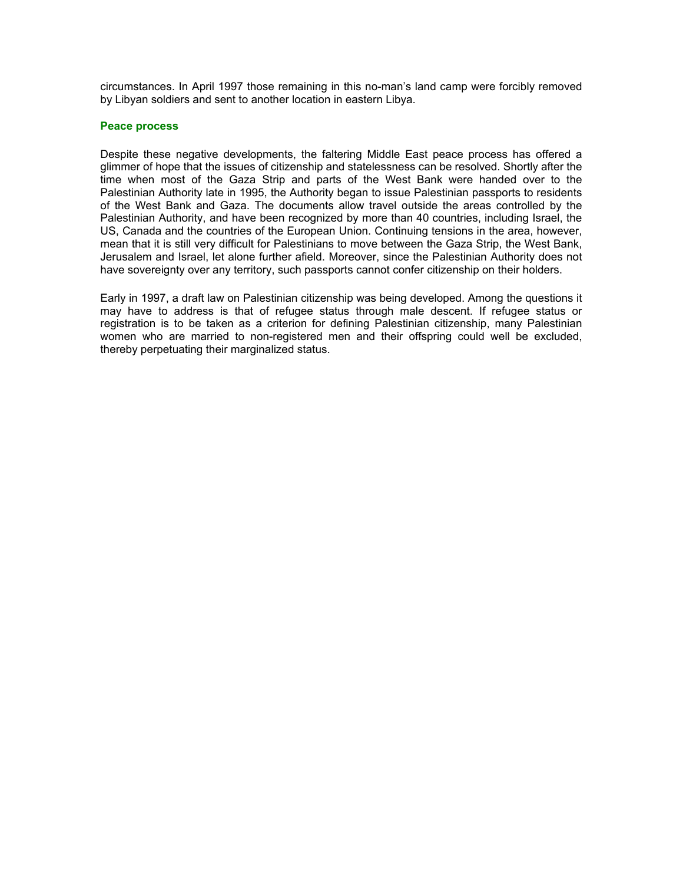circumstances. In April 1997 those remaining in this no-man's land camp were forcibly removed by Libyan soldiers and sent to another location in eastern Libya.

### Peace process

Despite these negative developments, the faltering Middle East peace process has offered a glimmer of hope that the issues of citizenship and statelessness can be resolved. Shortly after the time when most of the Gaza Strip and parts of the West Bank were handed over to the Palestinian Authority late in 1995, the Authority began to issue Palestinian passports to residents of the West Bank and Gaza. The documents allow travel outside the areas controlled by the Palestinian Authority, and have been recognized by more than 40 countries, including Israel, the US, Canada and the countries of the European Union. Continuing tensions in the area, however, mean that it is still very difficult for Palestinians to move between the Gaza Strip, the West Bank, Jerusalem and Israel, let alone further afield. Moreover, since the Palestinian Authority does not have sovereignty over any territory, such passports cannot confer citizenship on their holders.

Early in 1997, a draft law on Palestinian citizenship was being developed. Among the questions it may have to address is that of refugee status through male descent. If refugee status or registration is to be taken as a criterion for defining Palestinian citizenship, many Palestinian women who are married to non-registered men and their offspring could well be excluded, thereby perpetuating their marginalized status.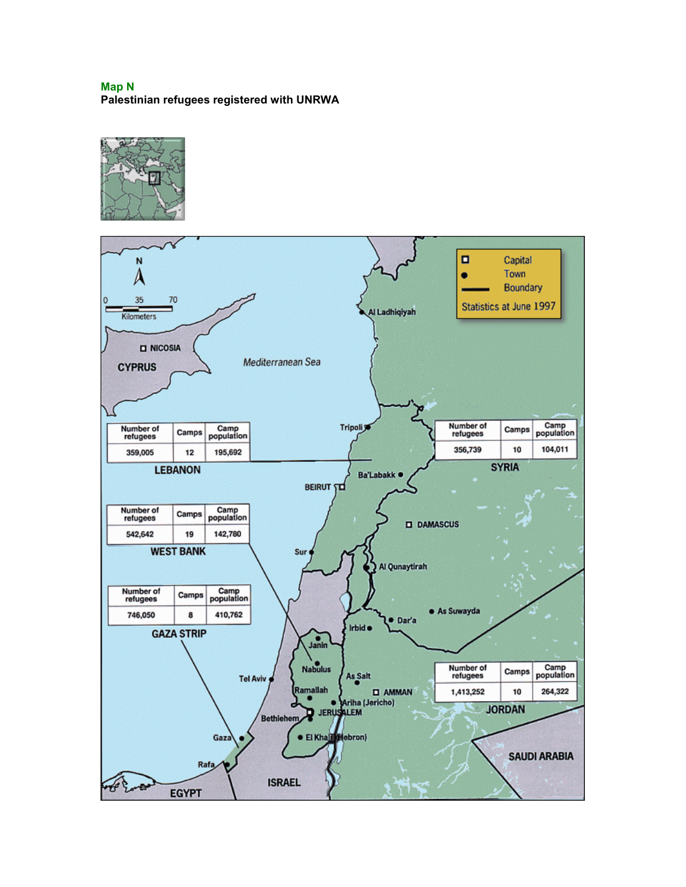**Map N**

**Palestinian refugees registered with UNRWA**

Statistics at June 1997

| Field | Number of refugees | Camps | Camp population |
|---|---|---|---|
| LEBANON | 359,005 | 12 | 195,692 |
| SYRIA | 356,739 | 10 | 104,011 |
| WEST BANK | 542,642 | 19 | 142,780 |
| GAZA STRIP | 746,050 | 8 | 410,762 |
| JORDAN | 1,413,252 | 10 | 264,322 |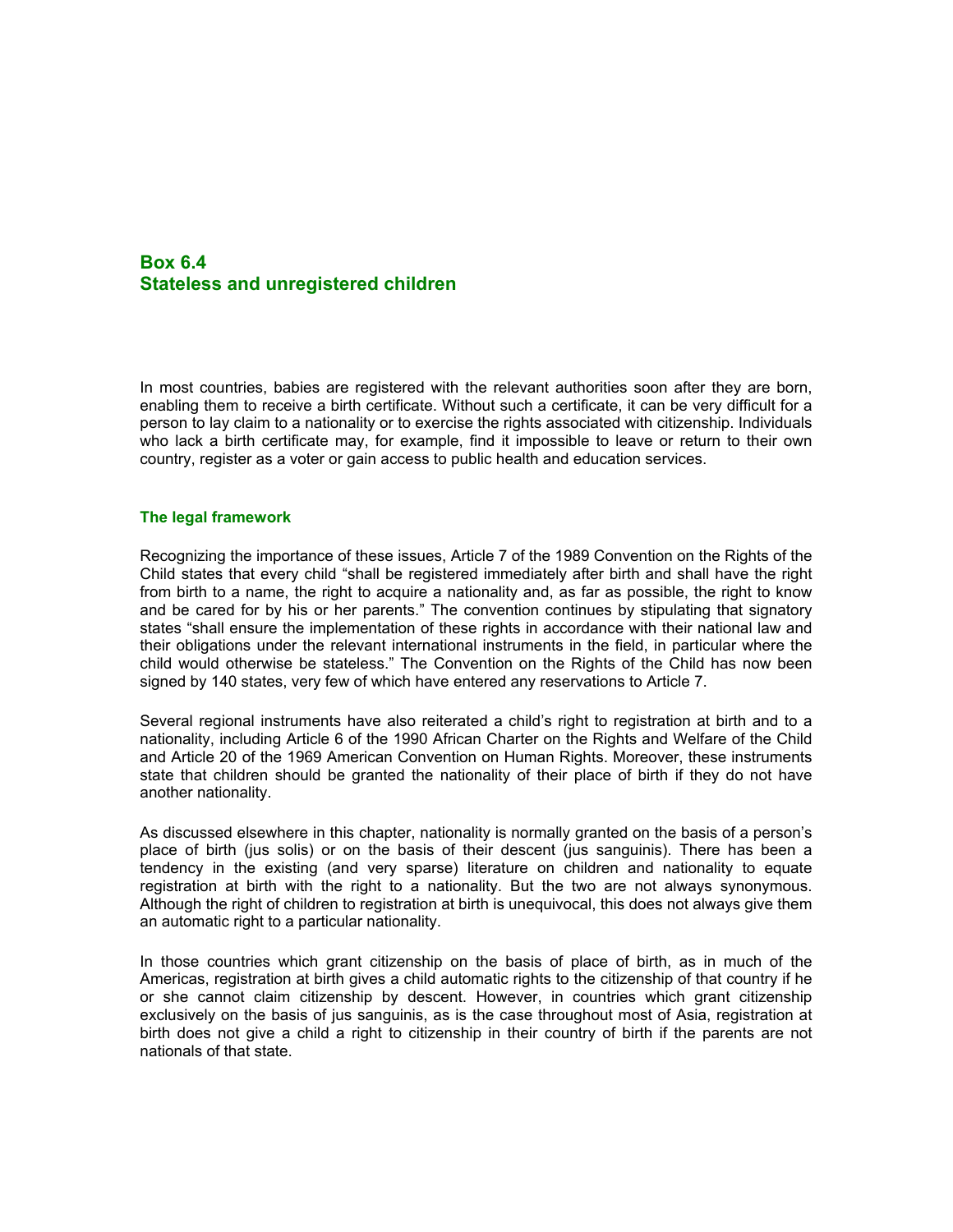## Box 6.4
## Stateless and unregistered children

In most countries, babies are registered with the relevant authorities soon after they are born, enabling them to receive a birth certificate. Without such a certificate, it can be very difficult for a person to lay claim to a nationality or to exercise the rights associated with citizenship. Individuals who lack a birth certificate may, for example, find it impossible to leave or return to their own country, register as a voter or gain access to public health and education services.

### The legal framework

Recognizing the importance of these issues, Article 7 of the 1989 Convention on the Rights of the Child states that every child "shall be registered immediately after birth and shall have the right from birth to a name, the right to acquire a nationality and, as far as possible, the right to know and be cared for by his or her parents." The convention continues by stipulating that signatory states "shall ensure the implementation of these rights in accordance with their national law and their obligations under the relevant international instruments in the field, in particular where the child would otherwise be stateless." The Convention on the Rights of the Child has now been signed by 140 states, very few of which have entered any reservations to Article 7.

Several regional instruments have also reiterated a child's right to registration at birth and to a nationality, including Article 6 of the 1990 African Charter on the Rights and Welfare of the Child and Article 20 of the 1969 American Convention on Human Rights. Moreover, these instruments state that children should be granted the nationality of their place of birth if they do not have another nationality.

As discussed elsewhere in this chapter, nationality is normally granted on the basis of a person's place of birth (jus solis) or on the basis of their descent (jus sanguinis). There has been a tendency in the existing (and very sparse) literature on children and nationality to equate registration at birth with the right to a nationality. But the two are not always synonymous. Although the right of children to registration at birth is unequivocal, this does not always give them an automatic right to a particular nationality.

In those countries which grant citizenship on the basis of place of birth, as in much of the Americas, registration at birth gives a child automatic rights to the citizenship of that country if he or she cannot claim citizenship by descent. However, in countries which grant citizenship exclusively on the basis of jus sanguinis, as is the case throughout most of Asia, registration at birth does not give a child a right to citizenship in their country of birth if the parents are not nationals of that state.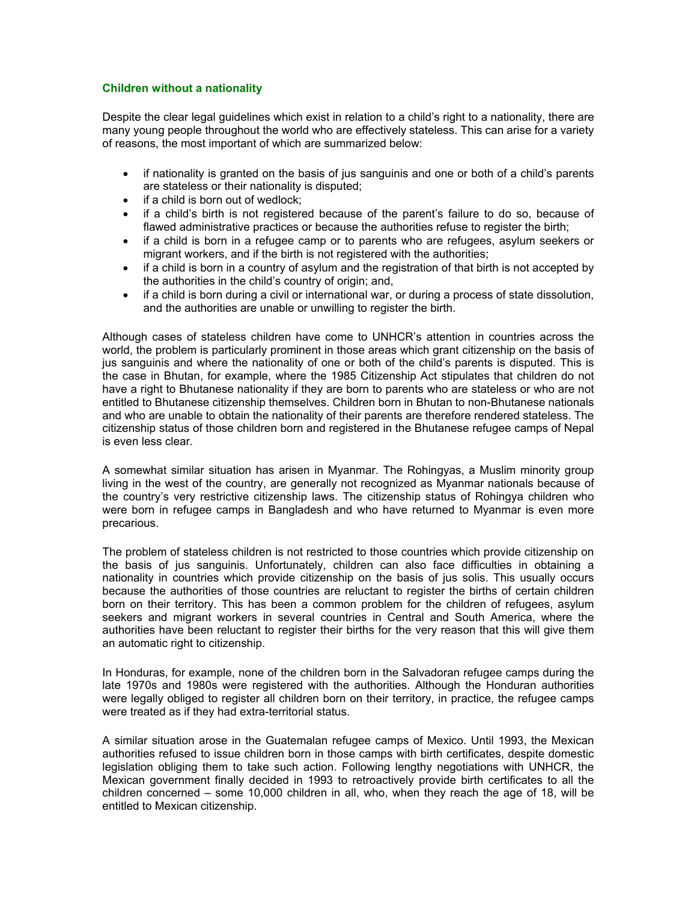### Children without a nationality

Despite the clear legal guidelines which exist in relation to a child's right to a nationality, there are many young people throughout the world who are effectively stateless. This can arise for a variety of reasons, the most important of which are summarized below:

- if nationality is granted on the basis of jus sanguinis and one or both of a child's parents are stateless or their nationality is disputed;
- if a child is born out of wedlock;
- if a child's birth is not registered because of the parent's failure to do so, because of flawed administrative practices or because the authorities refuse to register the birth;
- if a child is born in a refugee camp or to parents who are refugees, asylum seekers or migrant workers, and if the birth is not registered with the authorities;
- if a child is born in a country of asylum and the registration of that birth is not accepted by the authorities in the child's country of origin; and,
- if a child is born during a civil or international war, or during a process of state dissolution, and the authorities are unable or unwilling to register the birth.

Although cases of stateless children have come to UNHCR's attention in countries across the world, the problem is particularly prominent in those areas which grant citizenship on the basis of jus sanguinis and where the nationality of one or both of the child's parents is disputed. This is the case in Bhutan, for example, where the 1985 Citizenship Act stipulates that children do not have a right to Bhutanese nationality if they are born to parents who are stateless or who are not entitled to Bhutanese citizenship themselves. Children born in Bhutan to non-Bhutanese nationals and who are unable to obtain the nationality of their parents are therefore rendered stateless. The citizenship status of those children born and registered in the Bhutanese refugee camps of Nepal is even less clear.

A somewhat similar situation has arisen in Myanmar. The Rohingyas, a Muslim minority group living in the west of the country, are generally not recognized as Myanmar nationals because of the country's very restrictive citizenship laws. The citizenship status of Rohingya children who were born in refugee camps in Bangladesh and who have returned to Myanmar is even more precarious.

The problem of stateless children is not restricted to those countries which provide citizenship on the basis of jus sanguinis. Unfortunately, children can also face difficulties in obtaining a nationality in countries which provide citizenship on the basis of jus solis. This usually occurs because the authorities of those countries are reluctant to register the births of certain children born on their territory. This has been a common problem for the children of refugees, asylum seekers and migrant workers in several countries in Central and South America, where the authorities have been reluctant to register their births for the very reason that this will give them an automatic right to citizenship.

In Honduras, for example, none of the children born in the Salvadoran refugee camps during the late 1970s and 1980s were registered with the authorities. Although the Honduran authorities were legally obliged to register all children born on their territory, in practice, the refugee camps were treated as if they had extra-territorial status.

A similar situation arose in the Guatemalan refugee camps of Mexico. Until 1993, the Mexican authorities refused to issue children born in those camps with birth certificates, despite domestic legislation obliging them to take such action. Following lengthy negotiations with UNHCR, the Mexican government finally decided in 1993 to retroactively provide birth certificates to all the children concerned – some 10,000 children in all, who, when they reach the age of 18, will be entitled to Mexican citizenship.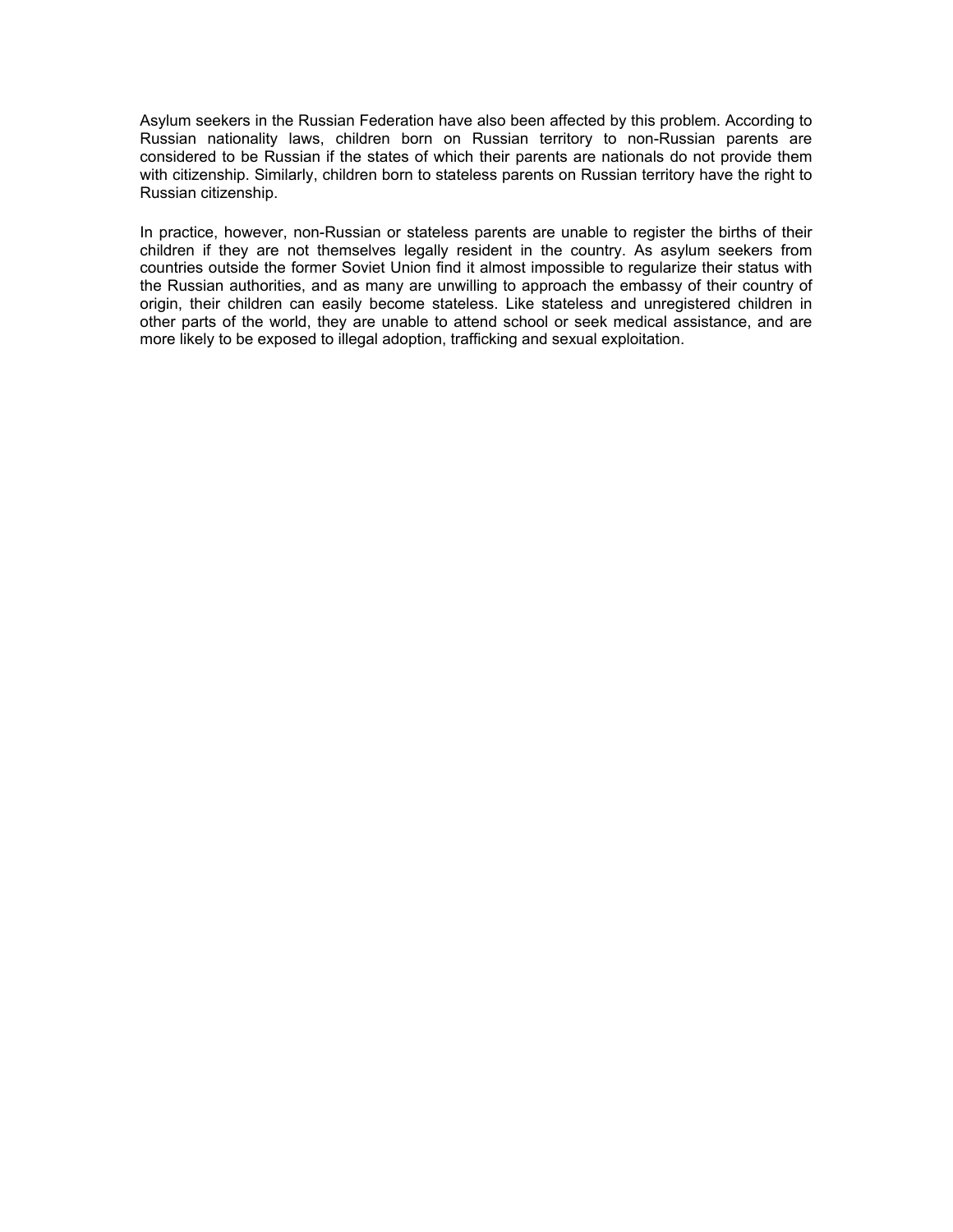Asylum seekers in the Russian Federation have also been affected by this problem. According to Russian nationality laws, children born on Russian territory to non-Russian parents are considered to be Russian if the states of which their parents are nationals do not provide them with citizenship. Similarly, children born to stateless parents on Russian territory have the right to Russian citizenship.

In practice, however, non-Russian or stateless parents are unable to register the births of their children if they are not themselves legally resident in the country. As asylum seekers from countries outside the former Soviet Union find it almost impossible to regularize their status with the Russian authorities, and as many are unwilling to approach the embassy of their country of origin, their children can easily become stateless. Like stateless and unregistered children in other parts of the world, they are unable to attend school or seek medical assistance, and are more likely to be exposed to illegal adoption, trafficking and sexual exploitation.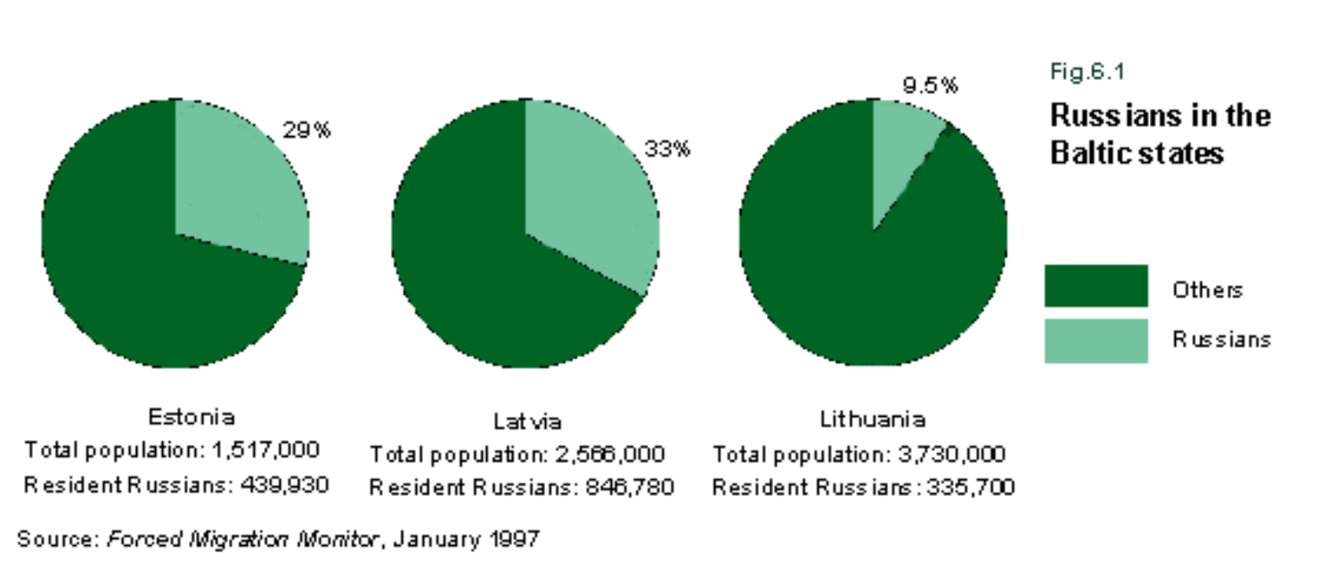Fig.6.1

**Russians in the Baltic states**

| | Estonia | Latvia | Lithuania |
|---|---|---|---|
| Russians | 29% | 33% | 9.5% |
| Total population | 1,517,000 | 2,566,000 | 3,730,000 |
| Resident Russians | 439,930 | 846,780 | 335,700 |

Legend: Others; Russians

Source: *Forced Migration Monitor*, January 1997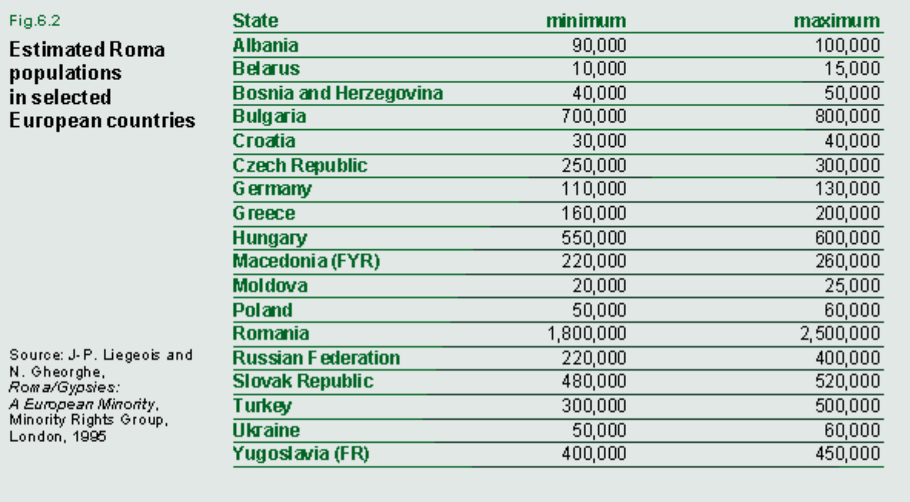Fig.6.2

**Estimated Roma populations in selected European countries**

| State | minimum | maximum |
|---|---|---|
| Albania | 90,000 | 100,000 |
| Belarus | 10,000 | 15,000 |
| Bosnia and Herzegovina | 40,000 | 50,000 |
| Bulgaria | 700,000 | 800,000 |
| Croatia | 30,000 | 40,000 |
| Czech Republic | 250,000 | 300,000 |
| Germany | 110,000 | 130,000 |
| Greece | 160,000 | 200,000 |
| Hungary | 550,000 | 600,000 |
| Macedonia (FYR) | 220,000 | 260,000 |
| Moldova | 20,000 | 25,000 |
| Poland | 50,000 | 60,000 |
| Romania | 1,800,000 | 2,500,000 |
| Russian Federation | 220,000 | 400,000 |
| Slovak Republic | 480,000 | 520,000 |
| Turkey | 300,000 | 500,000 |
| Ukraine | 50,000 | 60,000 |
| Yugoslavia (FR) | 400,000 | 450,000 |

Source: J-P. Liegeois and N. Gheorghe, *Roma/Gypsies: A European Minority*, Minority Rights Group, London, 1995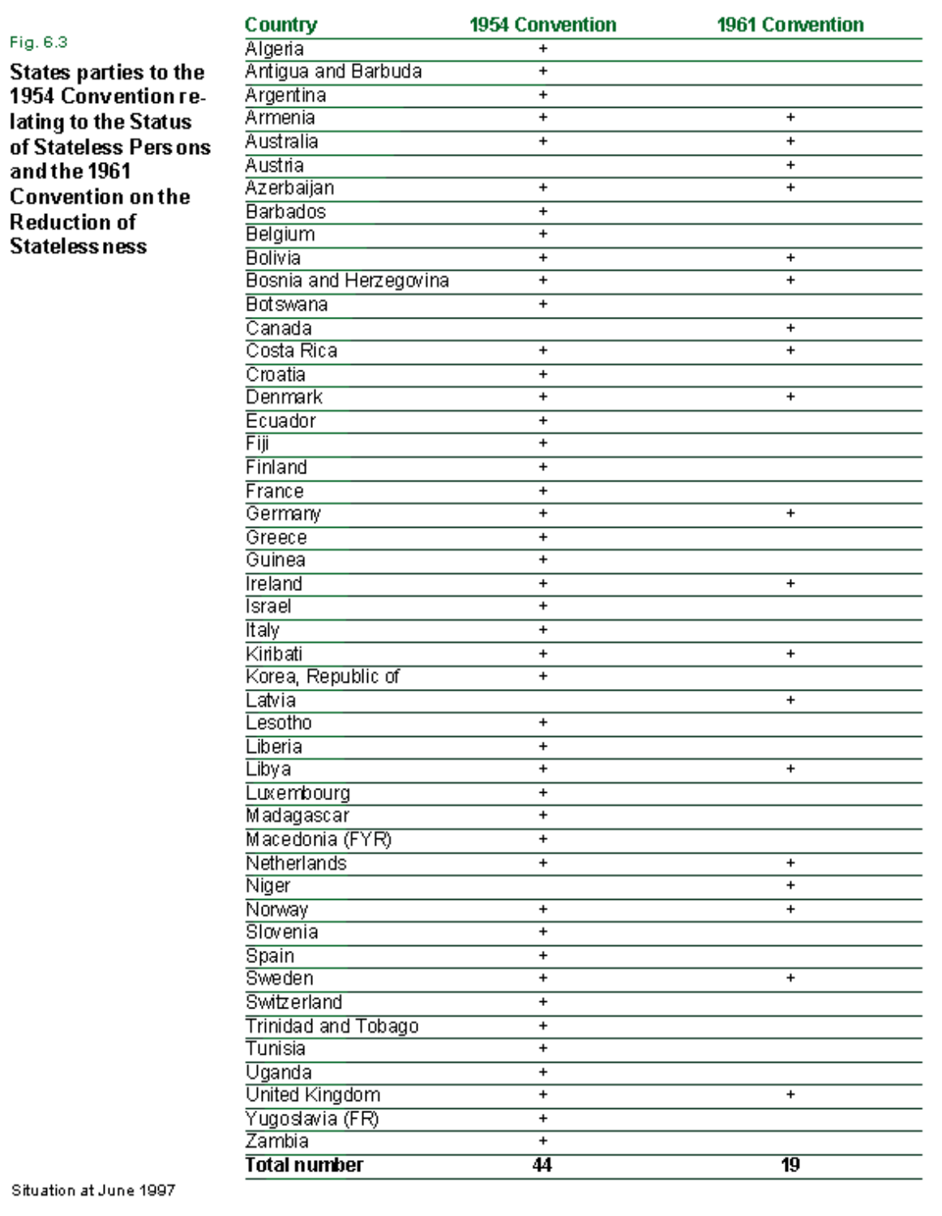Fig. 6.3

**States parties to the 1954 Convention relating to the Status of Stateless Persons and the 1961 Convention on the Reduction of Statelessness**

| Country | 1954 Convention | 1961 Convention |
|---|---|---|
| Algeria | + | |
| Antigua and Barbuda | + | |
| Argentina | + | |
| Armenia | + | + |
| Australia | + | + |
| Austria | | + |
| Azerbaijan | + | + |
| Barbados | + | |
| Belgium | + | |
| Bolivia | + | + |
| Bosnia and Herzegovina | + | + |
| Botswana | + | |
| Canada | | + |
| Costa Rica | + | + |
| Croatia | + | |
| Denmark | + | + |
| Ecuador | + | |
| Fiji | + | |
| Finland | + | |
| France | + | |
| Germany | + | + |
| Greece | + | |
| Guinea | + | |
| Ireland | + | + |
| Israel | + | |
| Italy | + | |
| Kiribati | + | + |
| Korea, Republic of | + | |
| Latvia | | + |
| Lesotho | + | |
| Liberia | + | |
| Libya | + | + |
| Luxembourg | + | |
| Madagascar | + | |
| Macedonia (FYR) | + | |
| Netherlands | + | + |
| Niger | | + |
| Norway | + | + |
| Slovenia | + | |
| Spain | + | |
| Sweden | + | + |
| Switzerland | + | |
| Trinidad and Tobago | + | |
| Tunisia | + | |
| Uganda | + | |
| United Kingdom | + | + |
| Yugoslavia (FR) | + | |
| Zambia | + | |
| **Total number** | **44** | **19** |

Situation at June 1997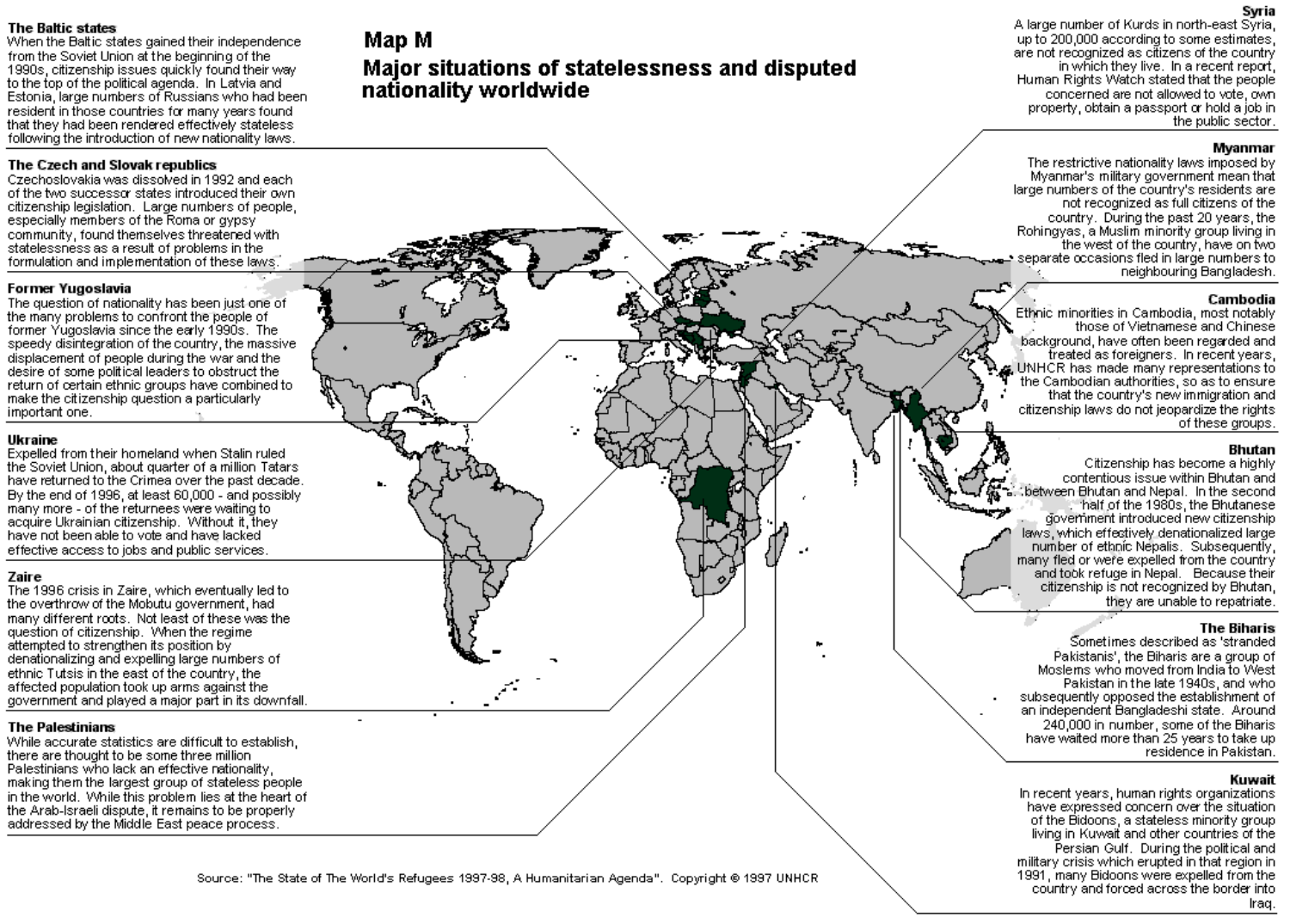# Map M

## Major situations of statelessness and disputed nationality worldwide

### The Baltic states

When the Baltic states gained their independence from the Soviet Union at the beginning of the 1990s, citizenship issues quickly found their way to the top of the political agenda. In Latvia and Estonia, large numbers of Russians who had been resident in those countries for many years found that they had been rendered effectively stateless following the introduction of new nationality laws.

### The Czech and Slovak republics

Czechoslovakia was dissolved in 1992 and each of the two successor states introduced their own citizenship legislation. Large numbers of people, especially members of the Roma or gypsy community, found themselves threatened with statelessness as a result of problems in the formulation and implementation of these laws.

### Former Yugoslavia

The question of nationality has been just one of the many problems to confront the people of former Yugoslavia since the early 1990s. The speedy disintegration of the country, the massive displacement of people during the war and the desire of some political leaders to obstruct the return of certain ethnic groups have combined to make the citizenship question a particularly important one.

### Ukraine

Expelled from their homeland when Stalin ruled the Soviet Union, about quarter of a million Tatars have returned to the Crimea over the past decade. By the end of 1996, at least 60,000 - and possibly many more - of the returnees were waiting to acquire Ukrainian citizenship. Without it, they have not been able to vote and have lacked effective access to jobs and public services.

### Zaire

The 1996 crisis in Zaire, which eventually led to the overthrow of the Mobutu government, had many different roots. Not least of these was the question of citizenship. When the regime attempted to strengthen its position by denationalizing and expelling large numbers of ethnic Tutsis in the east of the country, the affected population took up arms against the government and played a major part in its downfall.

### The Palestinians

While accurate statistics are difficult to establish, there are thought to be some three million Palestinians who lack an effective nationality, making them the largest group of stateless people in the world. While this problem lies at the heart of the Arab-Israeli dispute, it remains to be properly addressed by the Middle East peace process.

### Syria

A large number of Kurds in north-east Syria, up to 200,000 according to some estimates, are not recognized as citizens of the country in which they live. In a recent report, Human Rights Watch stated that the people concerned are not allowed to vote, own property, obtain a passport or hold a job in the public sector.

### Myanmar

The restrictive nationality laws imposed by Myanmar's military government mean that large numbers of the country's residents are not recognized as full citizens of the country. During the past 20 years, the Rohingyas, a Muslim minority group living in the west of the country, have on two separate occasions fled in large numbers to neighbouring Bangladesh.

### Cambodia

Ethnic minorities in Cambodia, most notably those of Vietnamese and Chinese background, have often been regarded and treated as foreigners. In recent years, UNHCR has made many representations to the Cambodian authorities, so as to ensure that the country's new immigration and citizenship laws do not jeopardize the rights of these groups.

### Bhutan

Citizenship has become a highly contentious issue within Bhutan and between Bhutan and Nepal. In the second half of the 1980s, the Bhutanese government introduced new citizenship laws, which effectively denationalized large number of ethnic Nepalis. Subsequently, many fled or were expelled from the country and took refuge in Nepal. Because their citizenship is not recognized by Bhutan, they are unable to repatriate.

### The Biharis

Sometimes described as 'stranded Pakistanis', the Biharis are a group of Moslems who moved from India to West Pakistan in the late 1940s, and who subsequently opposed the establishment of an independent Bangladeshi state. Around 240,000 in number, some of the Biharis have waited more than 25 years to take up residence in Pakistan.

### Kuwait

In recent years, human rights organizations have expressed concern over the situation of the Bidoons, a stateless minority group living in Kuwait and other countries of the Persian Gulf. During the political and military crisis which erupted in that region in 1991, many Bidoons were expelled from the country and forced across the border into Iraq.

Source: "The State of The World's Refugees 1997-98, A Humanitarian Agenda". Copyright © 1997 UNHCR